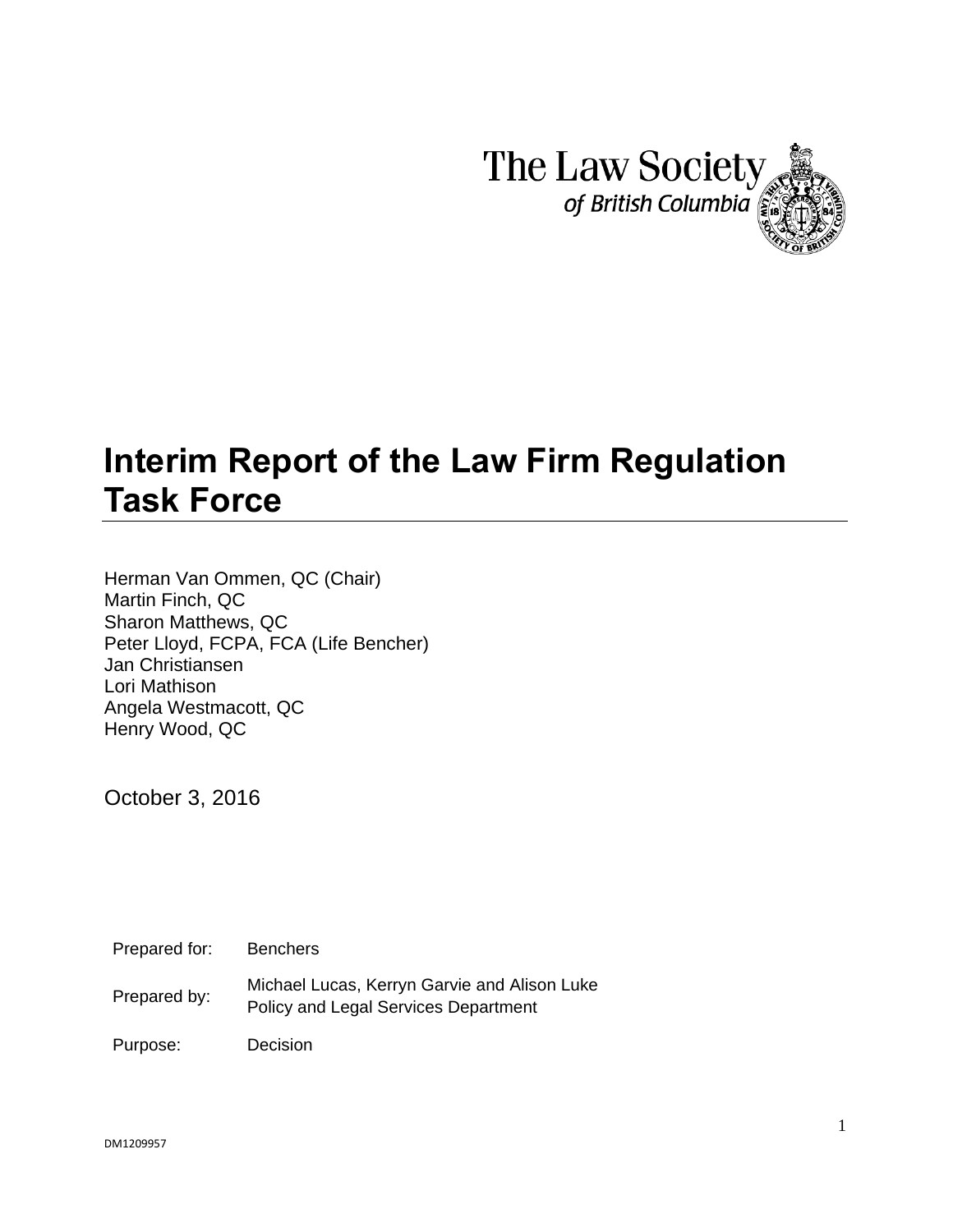The Law Society
*of British Columbia*

# Interim Report of the Law Firm Regulation Task Force

Herman Van Ommen, QC (Chair)
Martin Finch, QC
Sharon Matthews, QC
Peter Lloyd, FCPA, FCA (Life Bencher)
Jan Christiansen
Lori Mathison
Angela Westmacott, QC
Henry Wood, QC

October 3, 2016

| | |
|---|---|
| Prepared for: | Benchers |
| Prepared by: | Michael Lucas, Kerryn Garvie and Alison Luke<br>Policy and Legal Services Department |
| Purpose: | Decision |

DM1209957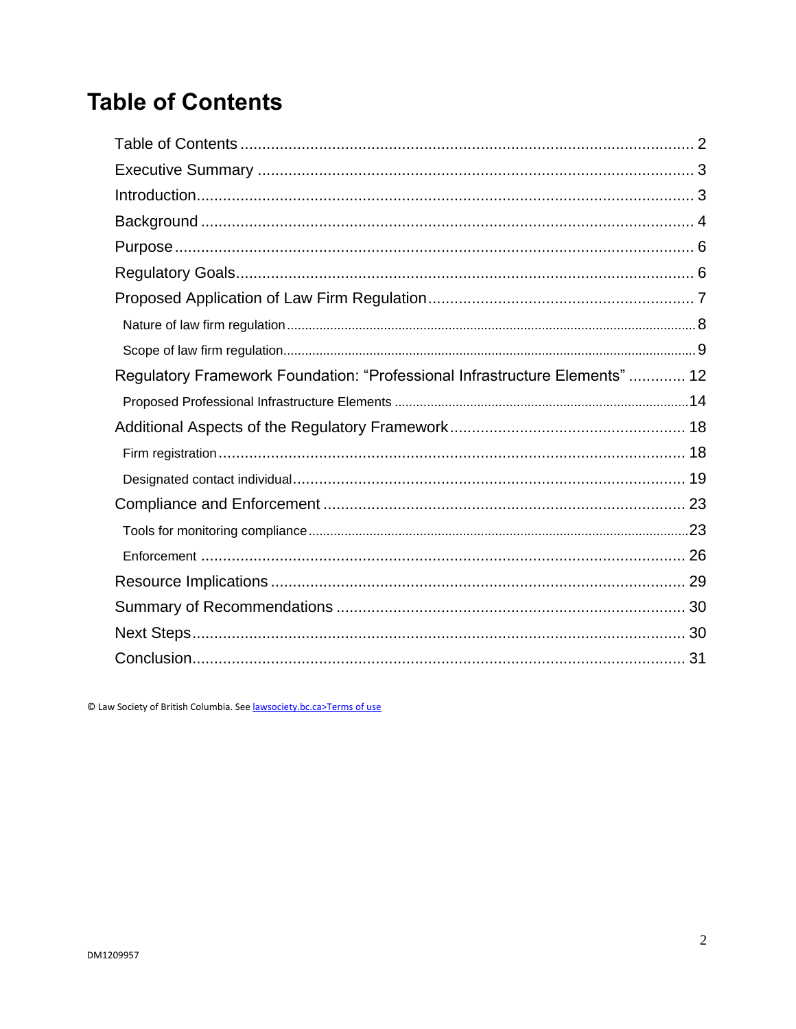# Table of Contents

Table of Contents ........................................................................................................ 2

Executive Summary ..................................................................................................... 3

Introduction.................................................................................................................. 3

Background ................................................................................................................. 4

Purpose ....................................................................................................................... 6

Regulatory Goals.......................................................................................................... 6

Proposed Application of Law Firm Regulation ............................................................ 7

- Nature of law firm regulation .................................................................................... 8
- Scope of law firm regulation ..................................................................................... 9

Regulatory Framework Foundation: "Professional Infrastructure Elements" ............. 12

- Proposed Professional Infrastructure Elements ..................................................... 14

Additional Aspects of the Regulatory Framework ..................................................... 18

- Firm registration ..................................................................................................... 18
- Designated contact individual ................................................................................. 19

Compliance and Enforcement .................................................................................. 23

- Tools for monitoring compliance ............................................................................ 23
- Enforcement ........................................................................................................... 26

Resource Implications .............................................................................................. 29

Summary of Recommendations ............................................................................... 30

Next Steps ................................................................................................................ 30

Conclusion ................................................................................................................ 31

© Law Society of British Columbia. See [lawsociety.bc.ca>Terms of use](lawsociety.bc.ca>Terms of use)

DM1209957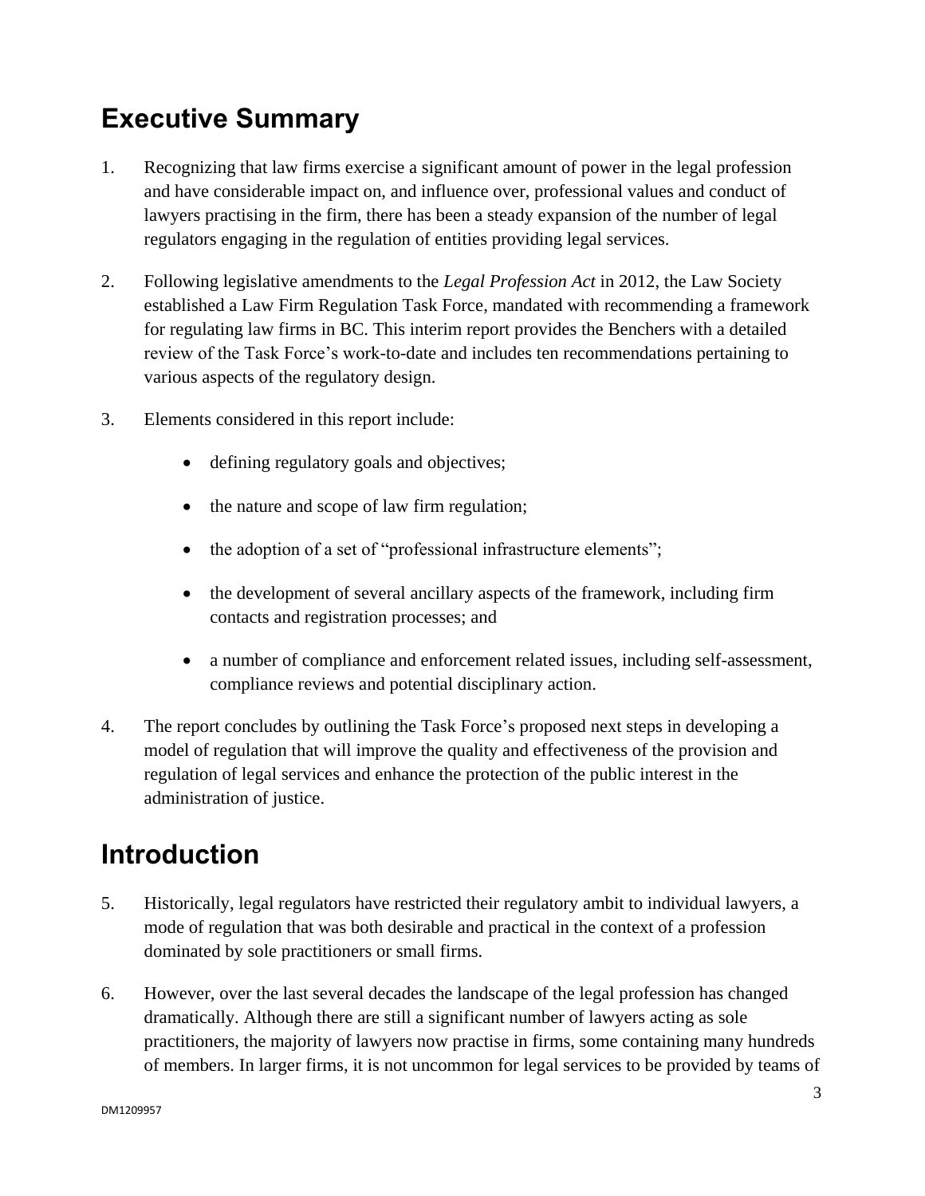## Executive Summary

1. Recognizing that law firms exercise a significant amount of power in the legal profession and have considerable impact on, and influence over, professional values and conduct of lawyers practising in the firm, there has been a steady expansion of the number of legal regulators engaging in the regulation of entities providing legal services.

2. Following legislative amendments to the *Legal Profession Act* in 2012, the Law Society established a Law Firm Regulation Task Force, mandated with recommending a framework for regulating law firms in BC. This interim report provides the Benchers with a detailed review of the Task Force's work-to-date and includes ten recommendations pertaining to various aspects of the regulatory design.

3. Elements considered in this report include:

   - defining regulatory goals and objectives;
   - the nature and scope of law firm regulation;
   - the adoption of a set of "professional infrastructure elements";
   - the development of several ancillary aspects of the framework, including firm contacts and registration processes; and
   - a number of compliance and enforcement related issues, including self-assessment, compliance reviews and potential disciplinary action.

4. The report concludes by outlining the Task Force's proposed next steps in developing a model of regulation that will improve the quality and effectiveness of the provision and regulation of legal services and enhance the protection of the public interest in the administration of justice.

## Introduction

5. Historically, legal regulators have restricted their regulatory ambit to individual lawyers, a mode of regulation that was both desirable and practical in the context of a profession dominated by sole practitioners or small firms.

6. However, over the last several decades the landscape of the legal profession has changed dramatically. Although there are still a significant number of lawyers acting as sole practitioners, the majority of lawyers now practise in firms, some containing many hundreds of members. In larger firms, it is not uncommon for legal services to be provided by teams of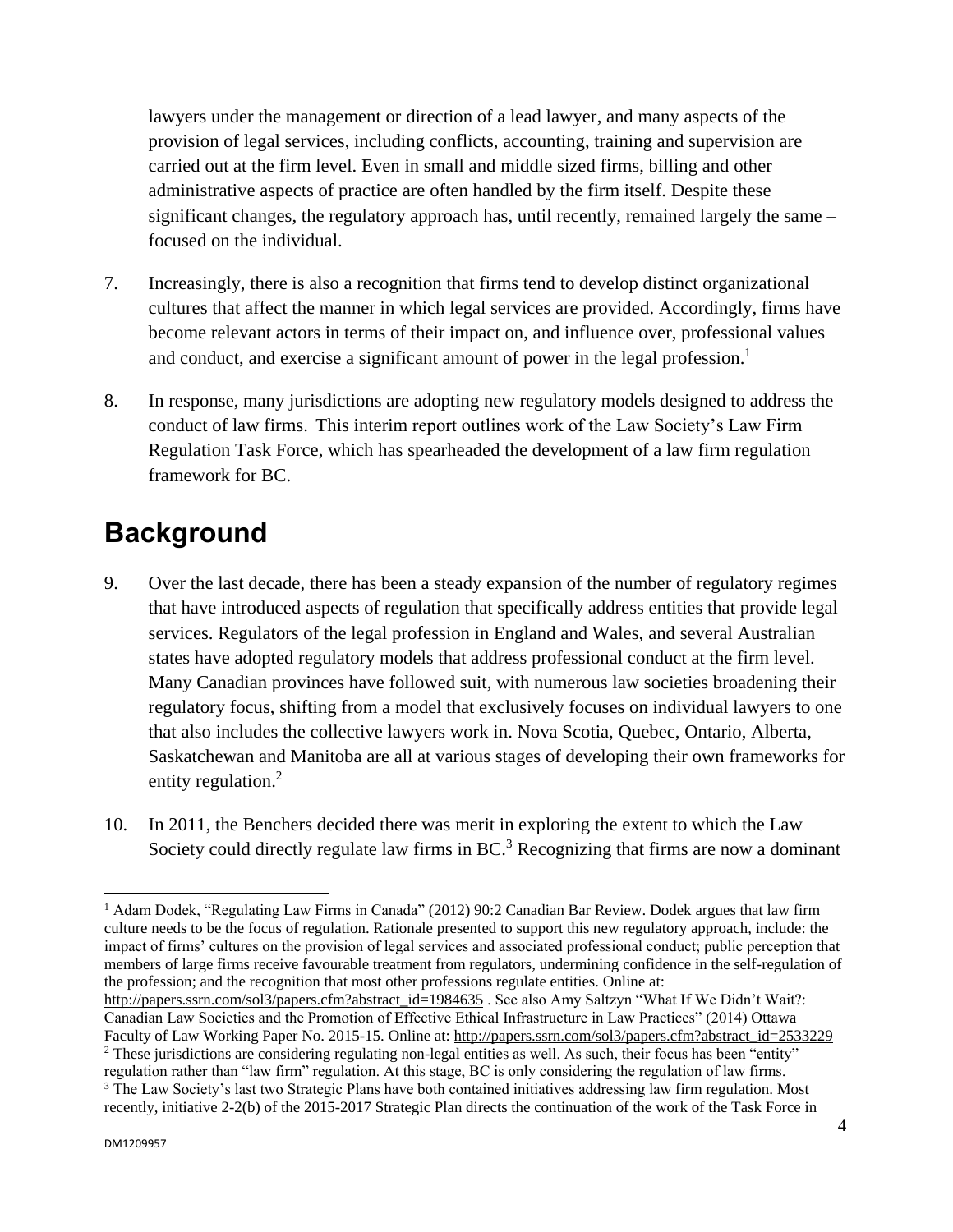lawyers under the management or direction of a lead lawyer, and many aspects of the provision of legal services, including conflicts, accounting, training and supervision are carried out at the firm level. Even in small and middle sized firms, billing and other administrative aspects of practice are often handled by the firm itself. Despite these significant changes, the regulatory approach has, until recently, remained largely the same – focused on the individual.

7. Increasingly, there is also a recognition that firms tend to develop distinct organizational cultures that affect the manner in which legal services are provided. Accordingly, firms have become relevant actors in terms of their impact on, and influence over, professional values and conduct, and exercise a significant amount of power in the legal profession.[1]

8. In response, many jurisdictions are adopting new regulatory models designed to address the conduct of law firms. This interim report outlines work of the Law Society's Law Firm Regulation Task Force, which has spearheaded the development of a law firm regulation framework for BC.

# Background

9. Over the last decade, there has been a steady expansion of the number of regulatory regimes that have introduced aspects of regulation that specifically address entities that provide legal services. Regulators of the legal profession in England and Wales, and several Australian states have adopted regulatory models that address professional conduct at the firm level. Many Canadian provinces have followed suit, with numerous law societies broadening their regulatory focus, shifting from a model that exclusively focuses on individual lawyers to one that also includes the collective lawyers work in. Nova Scotia, Quebec, Ontario, Alberta, Saskatchewan and Manitoba are all at various stages of developing their own frameworks for entity regulation.[2]

10. In 2011, the Benchers decided there was merit in exploring the extent to which the Law Society could directly regulate law firms in BC.[3] Recognizing that firms are now a dominant

---

[1] Adam Dodek, "Regulating Law Firms in Canada" (2012) 90:2 Canadian Bar Review. Dodek argues that law firm culture needs to be the focus of regulation. Rationale presented to support this new regulatory approach, include: the impact of firms' cultures on the provision of legal services and associated professional conduct; public perception that members of large firms receive favourable treatment from regulators, undermining confidence in the self-regulation of the profession; and the recognition that most other professions regulate entities. Online at: http://papers.ssrn.com/sol3/papers.cfm?abstract_id=1984635 . See also Amy Saltzyn "What If We Didn't Wait?: Canadian Law Societies and the Promotion of Effective Ethical Infrastructure in Law Practices" (2014) Ottawa Faculty of Law Working Paper No. 2015-15. Online at: http://papers.ssrn.com/sol3/papers.cfm?abstract_id=2533229

[2] These jurisdictions are considering regulating non-legal entities as well. As such, their focus has been "entity" regulation rather than "law firm" regulation. At this stage, BC is only considering the regulation of law firms.

[3] The Law Society's last two Strategic Plans have both contained initiatives addressing law firm regulation. Most recently, initiative 2-2(b) of the 2015-2017 Strategic Plan directs the continuation of the work of the Task Force in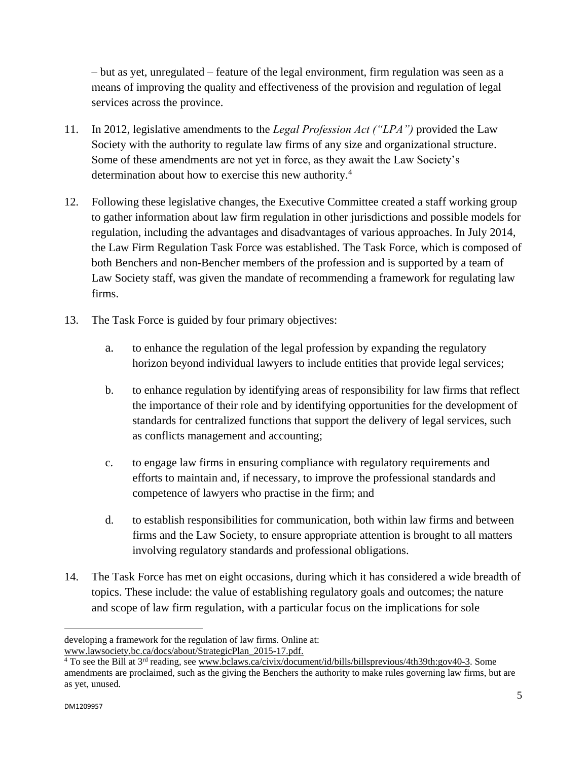– but as yet, unregulated – feature of the legal environment, firm regulation was seen as a means of improving the quality and effectiveness of the provision and regulation of legal services across the province.

11. In 2012, legislative amendments to the *Legal Profession Act ("LPA")* provided the Law Society with the authority to regulate law firms of any size and organizational structure. Some of these amendments are not yet in force, as they await the Law Society's determination about how to exercise this new authority.[4]

12. Following these legislative changes, the Executive Committee created a staff working group to gather information about law firm regulation in other jurisdictions and possible models for regulation, including the advantages and disadvantages of various approaches. In July 2014, the Law Firm Regulation Task Force was established. The Task Force, which is composed of both Benchers and non-Bencher members of the profession and is supported by a team of Law Society staff, was given the mandate of recommending a framework for regulating law firms.

13. The Task Force is guided by four primary objectives:

    a. to enhance the regulation of the legal profession by expanding the regulatory horizon beyond individual lawyers to include entities that provide legal services;

    b. to enhance regulation by identifying areas of responsibility for law firms that reflect the importance of their role and by identifying opportunities for the development of standards for centralized functions that support the delivery of legal services, such as conflicts management and accounting;

    c. to engage law firms in ensuring compliance with regulatory requirements and efforts to maintain and, if necessary, to improve the professional standards and competence of lawyers who practise in the firm; and

    d. to establish responsibilities for communication, both within law firms and between firms and the Law Society, to ensure appropriate attention is brought to all matters involving regulatory standards and professional obligations.

14. The Task Force has met on eight occasions, during which it has considered a wide breadth of topics. These include: the value of establishing regulatory goals and outcomes; the nature and scope of law firm regulation, with a particular focus on the implications for sole

---

developing a framework for the regulation of law firms. Online at: www.lawsociety.bc.ca/docs/about/StrategicPlan_2015-17.pdf.

[4] To see the Bill at 3rd reading, see www.bclaws.ca/civix/document/id/bills/billsprevious/4th39th:gov40-3. Some amendments are proclaimed, such as the giving the Benchers the authority to make rules governing law firms, but are as yet, unused.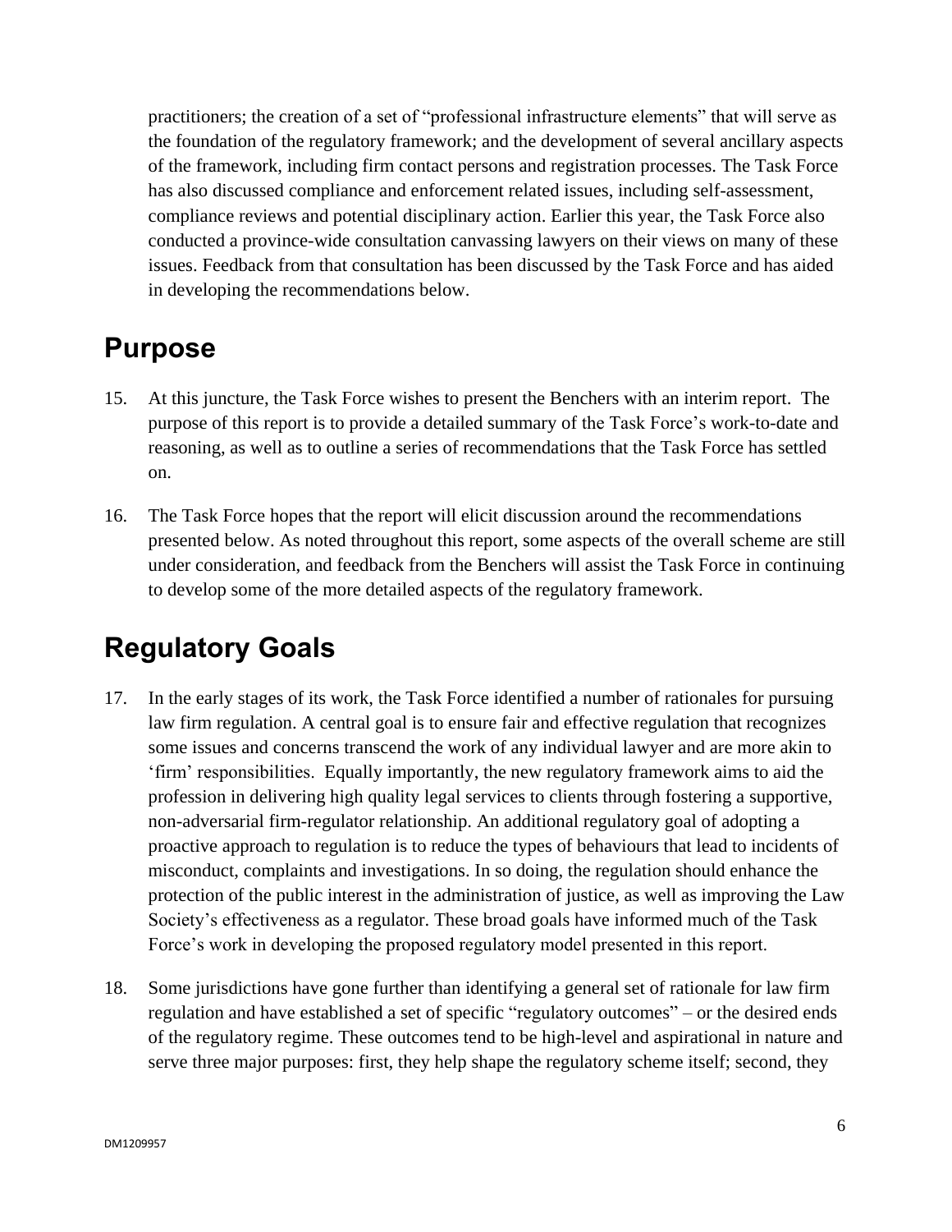practitioners; the creation of a set of "professional infrastructure elements" that will serve as the foundation of the regulatory framework; and the development of several ancillary aspects of the framework, including firm contact persons and registration processes. The Task Force has also discussed compliance and enforcement related issues, including self-assessment, compliance reviews and potential disciplinary action. Earlier this year, the Task Force also conducted a province-wide consultation canvassing lawyers on their views on many of these issues. Feedback from that consultation has been discussed by the Task Force and has aided in developing the recommendations below.

## Purpose

15. At this juncture, the Task Force wishes to present the Benchers with an interim report. The purpose of this report is to provide a detailed summary of the Task Force's work-to-date and reasoning, as well as to outline a series of recommendations that the Task Force has settled on.

16. The Task Force hopes that the report will elicit discussion around the recommendations presented below. As noted throughout this report, some aspects of the overall scheme are still under consideration, and feedback from the Benchers will assist the Task Force in continuing to develop some of the more detailed aspects of the regulatory framework.

## Regulatory Goals

17. In the early stages of its work, the Task Force identified a number of rationales for pursuing law firm regulation. A central goal is to ensure fair and effective regulation that recognizes some issues and concerns transcend the work of any individual lawyer and are more akin to 'firm' responsibilities. Equally importantly, the new regulatory framework aims to aid the profession in delivering high quality legal services to clients through fostering a supportive, non-adversarial firm-regulator relationship. An additional regulatory goal of adopting a proactive approach to regulation is to reduce the types of behaviours that lead to incidents of misconduct, complaints and investigations. In so doing, the regulation should enhance the protection of the public interest in the administration of justice, as well as improving the Law Society's effectiveness as a regulator. These broad goals have informed much of the Task Force's work in developing the proposed regulatory model presented in this report.

18. Some jurisdictions have gone further than identifying a general set of rationale for law firm regulation and have established a set of specific "regulatory outcomes" – or the desired ends of the regulatory regime. These outcomes tend to be high-level and aspirational in nature and serve three major purposes: first, they help shape the regulatory scheme itself; second, they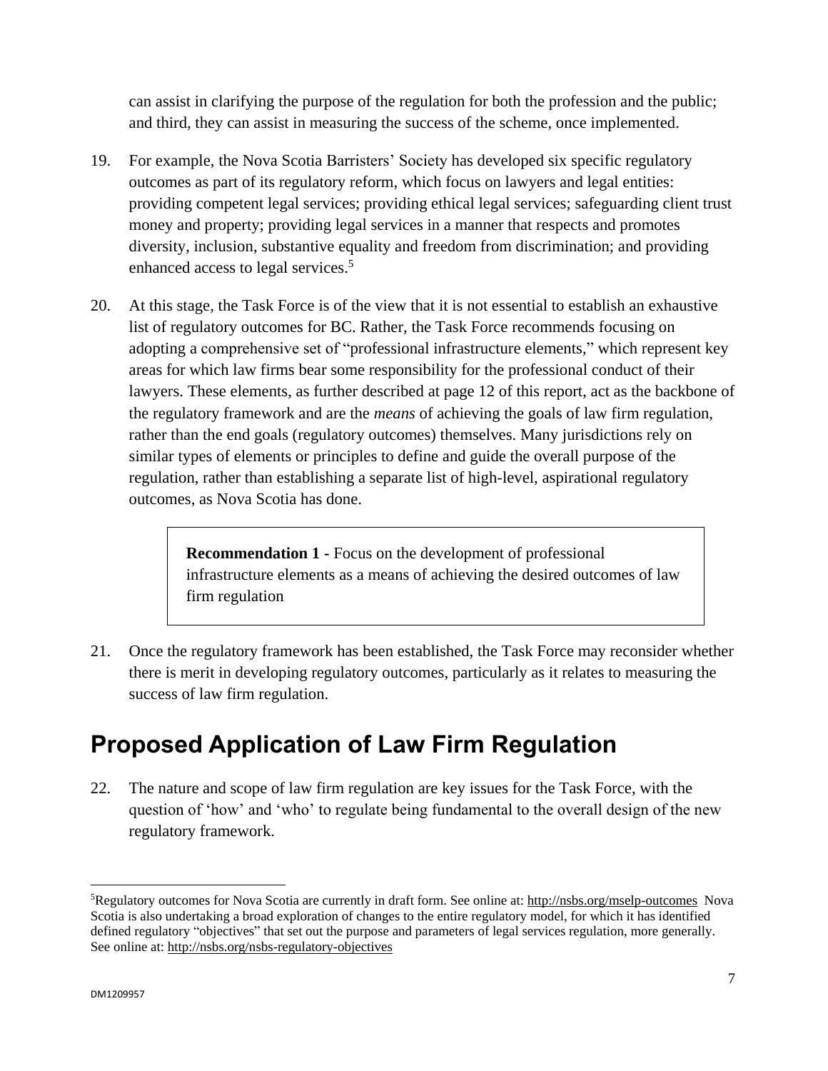can assist in clarifying the purpose of the regulation for both the profession and the public; and third, they can assist in measuring the success of the scheme, once implemented.

19. For example, the Nova Scotia Barristers' Society has developed six specific regulatory outcomes as part of its regulatory reform, which focus on lawyers and legal entities: providing competent legal services; providing ethical legal services; safeguarding client trust money and property; providing legal services in a manner that respects and promotes diversity, inclusion, substantive equality and freedom from discrimination; and providing enhanced access to legal services.[5]

20. At this stage, the Task Force is of the view that it is not essential to establish an exhaustive list of regulatory outcomes for BC. Rather, the Task Force recommends focusing on adopting a comprehensive set of "professional infrastructure elements," which represent key areas for which law firms bear some responsibility for the professional conduct of their lawyers. These elements, as further described at page 12 of this report, act as the backbone of the regulatory framework and are the *means* of achieving the goals of law firm regulation, rather than the end goals (regulatory outcomes) themselves. Many jurisdictions rely on similar types of elements or principles to define and guide the overall purpose of the regulation, rather than establishing a separate list of high-level, aspirational regulatory outcomes, as Nova Scotia has done.

> **Recommendation 1 -** Focus on the development of professional infrastructure elements as a means of achieving the desired outcomes of law firm regulation

21. Once the regulatory framework has been established, the Task Force may reconsider whether there is merit in developing regulatory outcomes, particularly as it relates to measuring the success of law firm regulation.

## Proposed Application of Law Firm Regulation

22. The nature and scope of law firm regulation are key issues for the Task Force, with the question of 'how' and 'who' to regulate being fundamental to the overall design of the new regulatory framework.

---

[5] Regulatory outcomes for Nova Scotia are currently in draft form. See online at: http://nsbs.org/mselp-outcomes Nova Scotia is also undertaking a broad exploration of changes to the entire regulatory model, for which it has identified defined regulatory "objectives" that set out the purpose and parameters of legal services regulation, more generally. See online at: http://nsbs.org/nsbs-regulatory-objectives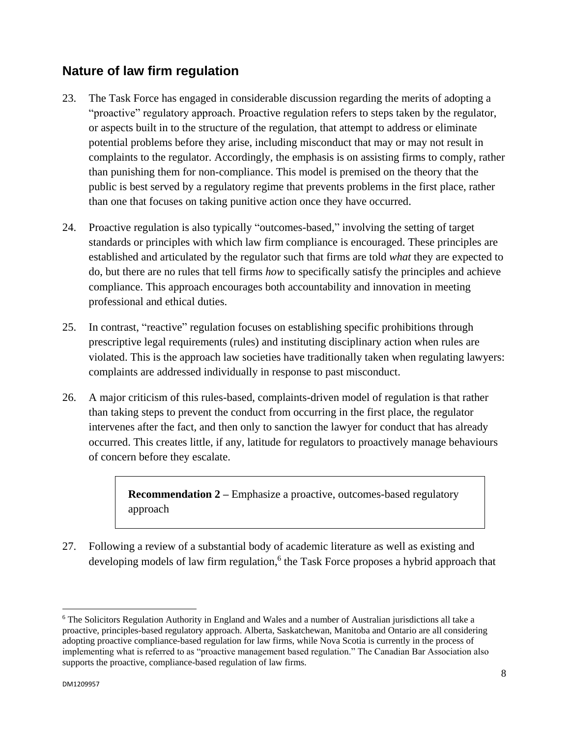## Nature of law firm regulation

23. The Task Force has engaged in considerable discussion regarding the merits of adopting a "proactive" regulatory approach. Proactive regulation refers to steps taken by the regulator, or aspects built in to the structure of the regulation, that attempt to address or eliminate potential problems before they arise, including misconduct that may or may not result in complaints to the regulator. Accordingly, the emphasis is on assisting firms to comply, rather than punishing them for non-compliance. This model is premised on the theory that the public is best served by a regulatory regime that prevents problems in the first place, rather than one that focuses on taking punitive action once they have occurred.

24. Proactive regulation is also typically "outcomes-based," involving the setting of target standards or principles with which law firm compliance is encouraged. These principles are established and articulated by the regulator such that firms are told *what* they are expected to do, but there are no rules that tell firms *how* to specifically satisfy the principles and achieve compliance. This approach encourages both accountability and innovation in meeting professional and ethical duties.

25. In contrast, "reactive" regulation focuses on establishing specific prohibitions through prescriptive legal requirements (rules) and instituting disciplinary action when rules are violated. This is the approach law societies have traditionally taken when regulating lawyers: complaints are addressed individually in response to past misconduct.

26. A major criticism of this rules-based, complaints-driven model of regulation is that rather than taking steps to prevent the conduct from occurring in the first place, the regulator intervenes after the fact, and then only to sanction the lawyer for conduct that has already occurred. This creates little, if any, latitude for regulators to proactively manage behaviours of concern before they escalate.

> **Recommendation 2 –** Emphasize a proactive, outcomes-based regulatory approach

27. Following a review of a substantial body of academic literature as well as existing and developing models of law firm regulation,[6] the Task Force proposes a hybrid approach that

---

[6] The Solicitors Regulation Authority in England and Wales and a number of Australian jurisdictions all take a proactive, principles-based regulatory approach. Alberta, Saskatchewan, Manitoba and Ontario are all considering adopting proactive compliance-based regulation for law firms, while Nova Scotia is currently in the process of implementing what is referred to as "proactive management based regulation." The Canadian Bar Association also supports the proactive, compliance-based regulation of law firms.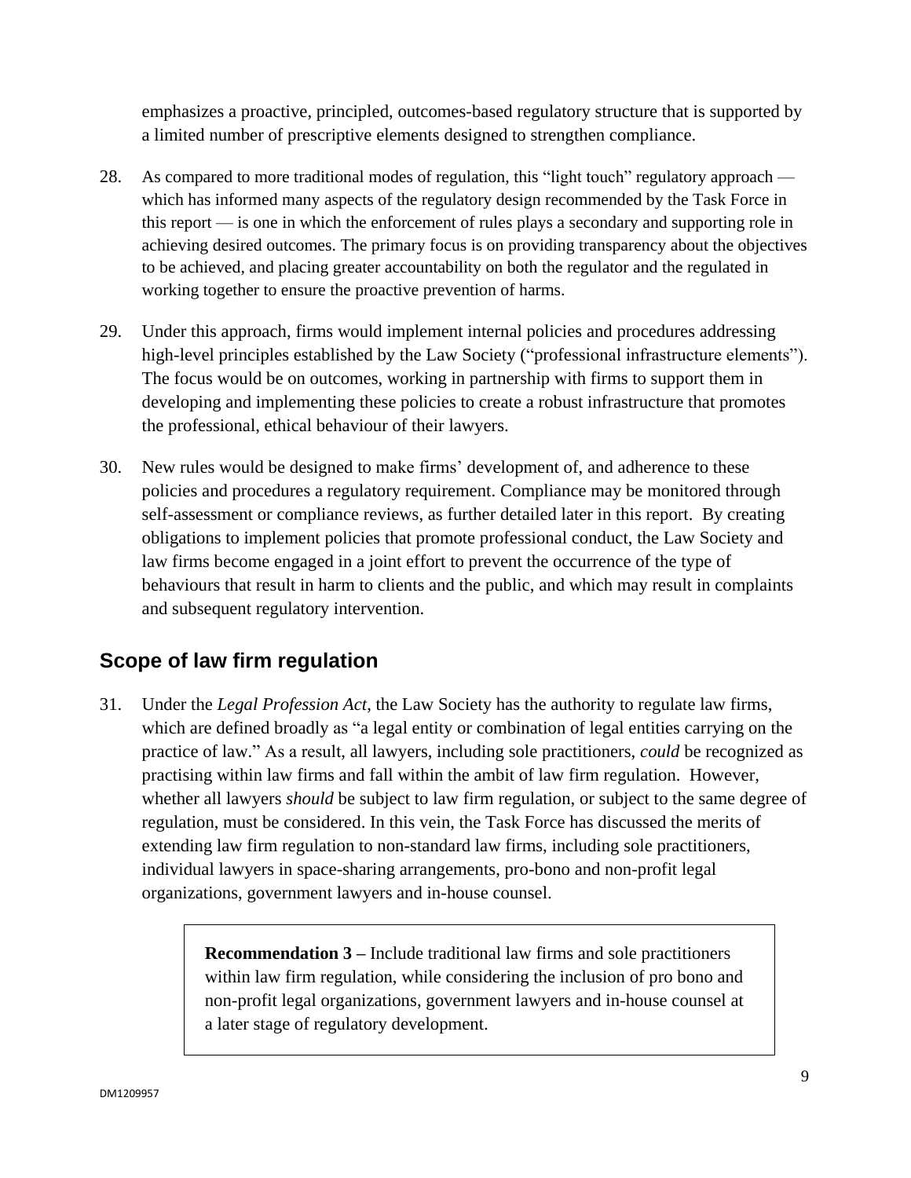emphasizes a proactive, principled, outcomes-based regulatory structure that is supported by a limited number of prescriptive elements designed to strengthen compliance.

28. As compared to more traditional modes of regulation, this "light touch" regulatory approach — which has informed many aspects of the regulatory design recommended by the Task Force in this report — is one in which the enforcement of rules plays a secondary and supporting role in achieving desired outcomes. The primary focus is on providing transparency about the objectives to be achieved, and placing greater accountability on both the regulator and the regulated in working together to ensure the proactive prevention of harms.

29. Under this approach, firms would implement internal policies and procedures addressing high-level principles established by the Law Society ("professional infrastructure elements"). The focus would be on outcomes, working in partnership with firms to support them in developing and implementing these policies to create a robust infrastructure that promotes the professional, ethical behaviour of their lawyers.

30. New rules would be designed to make firms' development of, and adherence to these policies and procedures a regulatory requirement. Compliance may be monitored through self-assessment or compliance reviews, as further detailed later in this report. By creating obligations to implement policies that promote professional conduct, the Law Society and law firms become engaged in a joint effort to prevent the occurrence of the type of behaviours that result in harm to clients and the public, and which may result in complaints and subsequent regulatory intervention.

## Scope of law firm regulation

31. Under the *Legal Profession Act*, the Law Society has the authority to regulate law firms, which are defined broadly as "a legal entity or combination of legal entities carrying on the practice of law." As a result, all lawyers, including sole practitioners, *could* be recognized as practising within law firms and fall within the ambit of law firm regulation. However, whether all lawyers *should* be subject to law firm regulation, or subject to the same degree of regulation, must be considered. In this vein, the Task Force has discussed the merits of extending law firm regulation to non-standard law firms, including sole practitioners, individual lawyers in space-sharing arrangements, pro-bono and non-profit legal organizations, government lawyers and in-house counsel.

> **Recommendation 3 –** Include traditional law firms and sole practitioners within law firm regulation, while considering the inclusion of pro bono and non-profit legal organizations, government lawyers and in-house counsel at a later stage of regulatory development.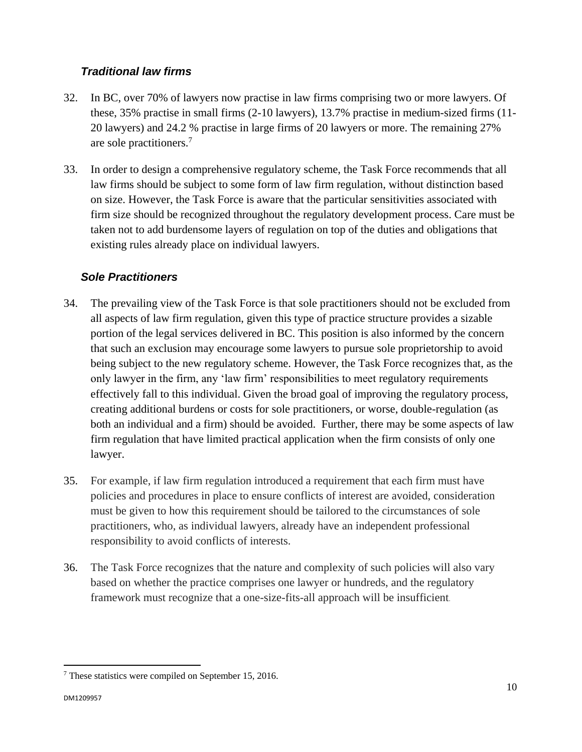### *Traditional law firms*

32. In BC, over 70% of lawyers now practise in law firms comprising two or more lawyers. Of these, 35% practise in small firms (2-10 lawyers), 13.7% practise in medium-sized firms (11-20 lawyers) and 24.2 % practise in large firms of 20 lawyers or more. The remaining 27% are sole practitioners.[7]

33. In order to design a comprehensive regulatory scheme, the Task Force recommends that all law firms should be subject to some form of law firm regulation, without distinction based on size. However, the Task Force is aware that the particular sensitivities associated with firm size should be recognized throughout the regulatory development process. Care must be taken not to add burdensome layers of regulation on top of the duties and obligations that existing rules already place on individual lawyers.

### *Sole Practitioners*

34. The prevailing view of the Task Force is that sole practitioners should not be excluded from all aspects of law firm regulation, given this type of practice structure provides a sizable portion of the legal services delivered in BC. This position is also informed by the concern that such an exclusion may encourage some lawyers to pursue sole proprietorship to avoid being subject to the new regulatory scheme. However, the Task Force recognizes that, as the only lawyer in the firm, any 'law firm' responsibilities to meet regulatory requirements effectively fall to this individual. Given the broad goal of improving the regulatory process, creating additional burdens or costs for sole practitioners, or worse, double-regulation (as both an individual and a firm) should be avoided. Further, there may be some aspects of law firm regulation that have limited practical application when the firm consists of only one lawyer.

35. For example, if law firm regulation introduced a requirement that each firm must have policies and procedures in place to ensure conflicts of interest are avoided, consideration must be given to how this requirement should be tailored to the circumstances of sole practitioners, who, as individual lawyers, already have an independent professional responsibility to avoid conflicts of interests.

36. The Task Force recognizes that the nature and complexity of such policies will also vary based on whether the practice comprises one lawyer or hundreds, and the regulatory framework must recognize that a one-size-fits-all approach will be insufficient.

---

[7] These statistics were compiled on September 15, 2016.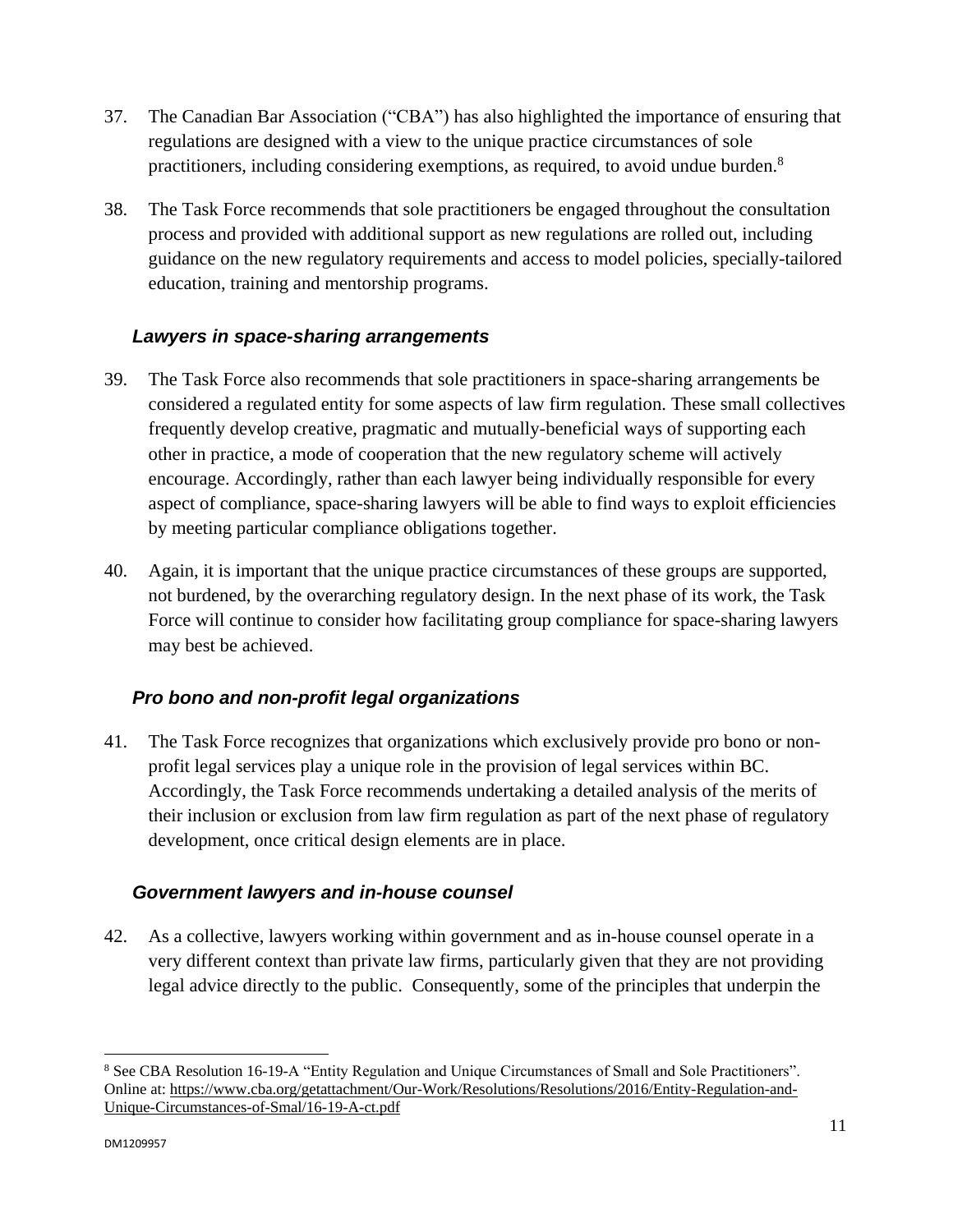37. The Canadian Bar Association ("CBA") has also highlighted the importance of ensuring that regulations are designed with a view to the unique practice circumstances of sole practitioners, including considering exemptions, as required, to avoid undue burden.[8]

38. The Task Force recommends that sole practitioners be engaged throughout the consultation process and provided with additional support as new regulations are rolled out, including guidance on the new regulatory requirements and access to model policies, specially-tailored education, training and mentorship programs.

### *Lawyers in space-sharing arrangements*

39. The Task Force also recommends that sole practitioners in space-sharing arrangements be considered a regulated entity for some aspects of law firm regulation. These small collectives frequently develop creative, pragmatic and mutually-beneficial ways of supporting each other in practice, a mode of cooperation that the new regulatory scheme will actively encourage. Accordingly, rather than each lawyer being individually responsible for every aspect of compliance, space-sharing lawyers will be able to find ways to exploit efficiencies by meeting particular compliance obligations together.

40. Again, it is important that the unique practice circumstances of these groups are supported, not burdened, by the overarching regulatory design. In the next phase of its work, the Task Force will continue to consider how facilitating group compliance for space-sharing lawyers may best be achieved.

### *Pro bono and non-profit legal organizations*

41. The Task Force recognizes that organizations which exclusively provide pro bono or non-profit legal services play a unique role in the provision of legal services within BC. Accordingly, the Task Force recommends undertaking a detailed analysis of the merits of their inclusion or exclusion from law firm regulation as part of the next phase of regulatory development, once critical design elements are in place.

### *Government lawyers and in-house counsel*

42. As a collective, lawyers working within government and as in-house counsel operate in a very different context than private law firms, particularly given that they are not providing legal advice directly to the public. Consequently, some of the principles that underpin the

---

[8] See CBA Resolution 16-19-A "Entity Regulation and Unique Circumstances of Small and Sole Practitioners". Online at: https://www.cba.org/getattachment/Our-Work/Resolutions/Resolutions/2016/Entity-Regulation-and-Unique-Circumstances-of-Smal/16-19-A-ct.pdf

DM1209957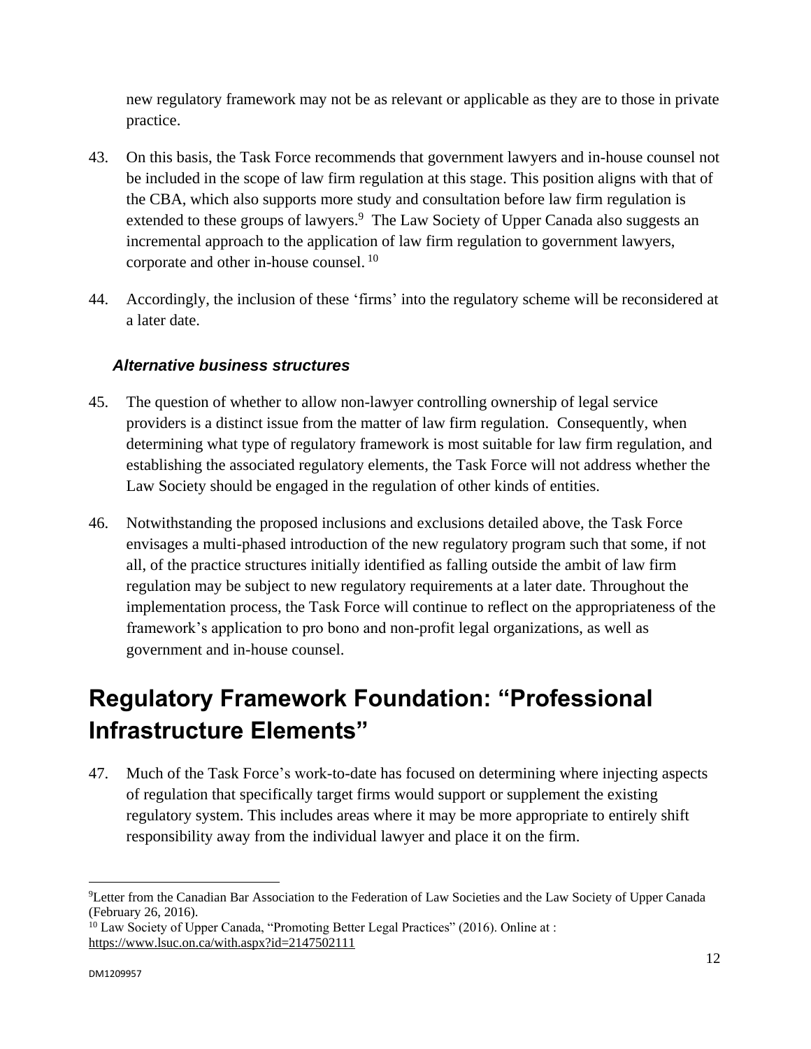new regulatory framework may not be as relevant or applicable as they are to those in private practice.

43. On this basis, the Task Force recommends that government lawyers and in-house counsel not be included in the scope of law firm regulation at this stage. This position aligns with that of the CBA, which also supports more study and consultation before law firm regulation is extended to these groups of lawyers.[9] The Law Society of Upper Canada also suggests an incremental approach to the application of law firm regulation to government lawyers, corporate and other in-house counsel.[10]

44. Accordingly, the inclusion of these 'firms' into the regulatory scheme will be reconsidered at a later date.

### *Alternative business structures*

45. The question of whether to allow non-lawyer controlling ownership of legal service providers is a distinct issue from the matter of law firm regulation. Consequently, when determining what type of regulatory framework is most suitable for law firm regulation, and establishing the associated regulatory elements, the Task Force will not address whether the Law Society should be engaged in the regulation of other kinds of entities.

46. Notwithstanding the proposed inclusions and exclusions detailed above, the Task Force envisages a multi-phased introduction of the new regulatory program such that some, if not all, of the practice structures initially identified as falling outside the ambit of law firm regulation may be subject to new regulatory requirements at a later date. Throughout the implementation process, the Task Force will continue to reflect on the appropriateness of the framework's application to pro bono and non-profit legal organizations, as well as government and in-house counsel.

# Regulatory Framework Foundation: "Professional Infrastructure Elements"

47. Much of the Task Force's work-to-date has focused on determining where injecting aspects of regulation that specifically target firms would support or supplement the existing regulatory system. This includes areas where it may be more appropriate to entirely shift responsibility away from the individual lawyer and place it on the firm.

---

[9] Letter from the Canadian Bar Association to the Federation of Law Societies and the Law Society of Upper Canada (February 26, 2016).

[10] Law Society of Upper Canada, "Promoting Better Legal Practices" (2016). Online at : https://www.lsuc.on.ca/with.aspx?id=2147502111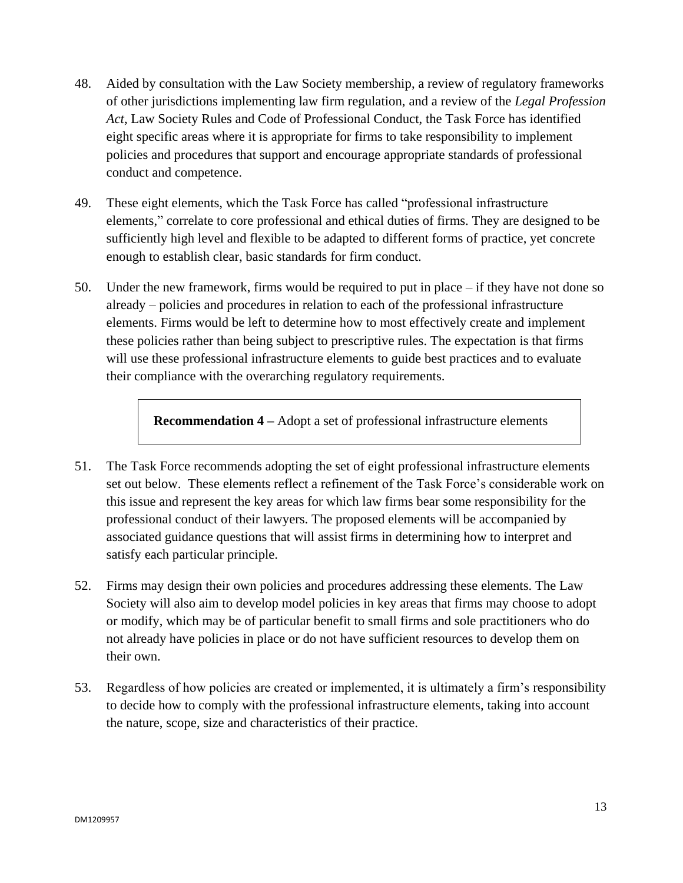48. Aided by consultation with the Law Society membership, a review of regulatory frameworks of other jurisdictions implementing law firm regulation, and a review of the *Legal Profession Act*, Law Society Rules and Code of Professional Conduct, the Task Force has identified eight specific areas where it is appropriate for firms to take responsibility to implement policies and procedures that support and encourage appropriate standards of professional conduct and competence.

49. These eight elements, which the Task Force has called "professional infrastructure elements," correlate to core professional and ethical duties of firms. They are designed to be sufficiently high level and flexible to be adapted to different forms of practice, yet concrete enough to establish clear, basic standards for firm conduct.

50. Under the new framework, firms would be required to put in place – if they have not done so already – policies and procedures in relation to each of the professional infrastructure elements. Firms would be left to determine how to most effectively create and implement these policies rather than being subject to prescriptive rules. The expectation is that firms will use these professional infrastructure elements to guide best practices and to evaluate their compliance with the overarching regulatory requirements.

> **Recommendation 4 –** Adopt a set of professional infrastructure elements

51. The Task Force recommends adopting the set of eight professional infrastructure elements set out below. These elements reflect a refinement of the Task Force's considerable work on this issue and represent the key areas for which law firms bear some responsibility for the professional conduct of their lawyers. The proposed elements will be accompanied by associated guidance questions that will assist firms in determining how to interpret and satisfy each particular principle.

52. Firms may design their own policies and procedures addressing these elements. The Law Society will also aim to develop model policies in key areas that firms may choose to adopt or modify, which may be of particular benefit to small firms and sole practitioners who do not already have policies in place or do not have sufficient resources to develop them on their own.

53. Regardless of how policies are created or implemented, it is ultimately a firm's responsibility to decide how to comply with the professional infrastructure elements, taking into account the nature, scope, size and characteristics of their practice.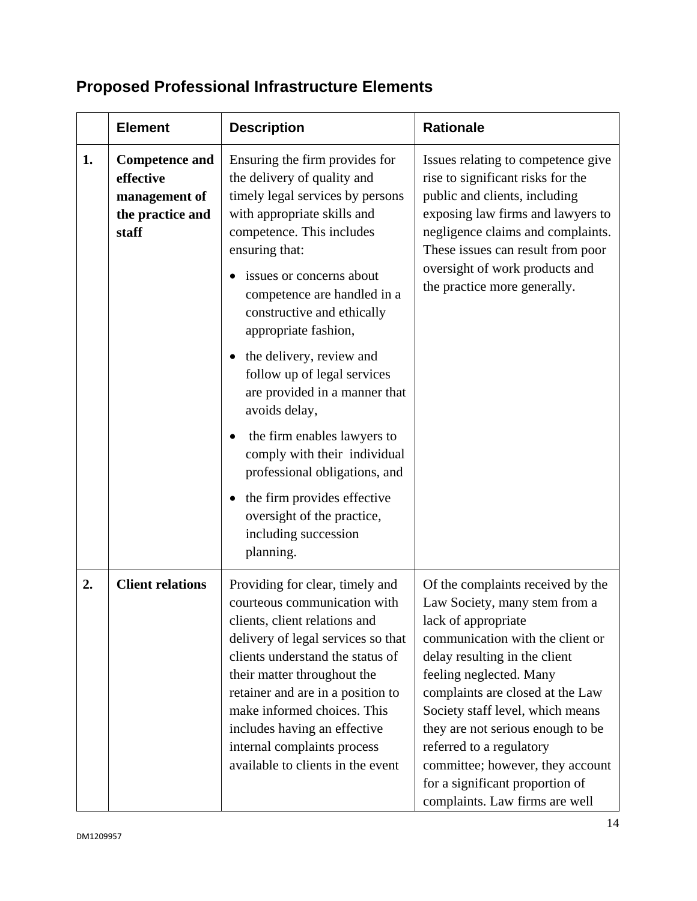## Proposed Professional Infrastructure Elements

| | Element | Description | Rationale |
|---|---|---|---|
| 1. | **Competence and effective management of the practice and staff** | Ensuring the firm provides for the delivery of quality and timely legal services by persons with appropriate skills and competence. This includes ensuring that: <br>• issues or concerns about competence are handled in a constructive and ethically appropriate fashion, <br>• the delivery, review and follow up of legal services are provided in a manner that avoids delay, <br>• the firm enables lawyers to comply with their individual professional obligations, and <br>• the firm provides effective oversight of the practice, including succession planning. | Issues relating to competence give rise to significant risks for the public and clients, including exposing law firms and lawyers to negligence claims and complaints. These issues can result from poor oversight of work products and the practice more generally. |
| 2. | **Client relations** | Providing for clear, timely and courteous communication with clients, client relations and delivery of legal services so that clients understand the status of their matter throughout the retainer and are in a position to make informed choices. This includes having an effective internal complaints process available to clients in the event | Of the complaints received by the Law Society, many stem from a lack of appropriate communication with the client or delay resulting in the client feeling neglected. Many complaints are closed at the Law Society staff level, which means they are not serious enough to be referred to a regulatory committee; however, they account for a significant proportion of complaints. Law firms are well |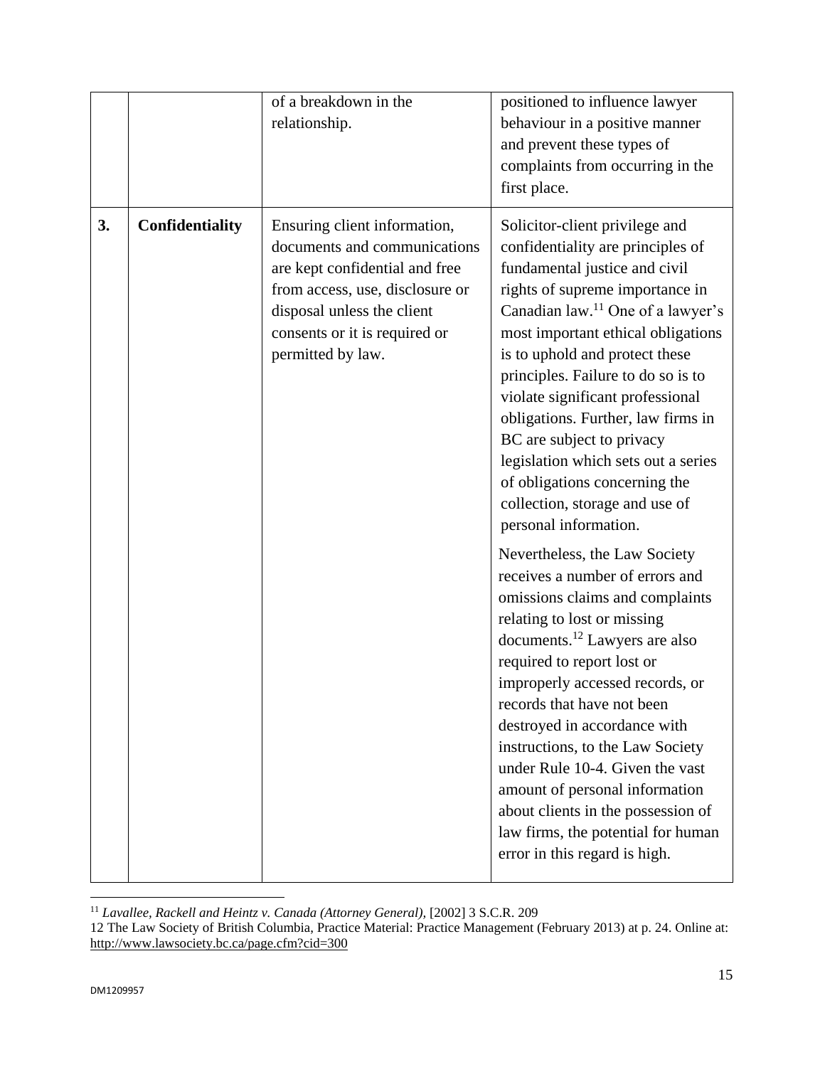| | | | |
|---|---|---|---|
| | | of a breakdown in the relationship. | positioned to influence lawyer behaviour in a positive manner and prevent these types of complaints from occurring in the first place. |
| **3.** | **Confidentiality** | Ensuring client information, documents and communications are kept confidential and free from access, use, disclosure or disposal unless the client consents or it is required or permitted by law. | Solicitor-client privilege and confidentiality are principles of fundamental justice and civil rights of supreme importance in Canadian law.[11] One of a lawyer's most important ethical obligations is to uphold and protect these principles. Failure to do so is to violate significant professional obligations. Further, law firms in BC are subject to privacy legislation which sets out a series of obligations concerning the collection, storage and use of personal information.<br><br>Nevertheless, the Law Society receives a number of errors and omissions claims and complaints relating to lost or missing documents.[12] Lawyers are also required to report lost or improperly accessed records, or records that have not been destroyed in accordance with instructions, to the Law Society under Rule 10-4. Given the vast amount of personal information about clients in the possession of law firms, the potential for human error in this regard is high. |

[11] *Lavallee, Rackell and Heintz v. Canada (Attorney General)*, [2002] 3 S.C.R. 209

12 The Law Society of British Columbia, Practice Material: Practice Management (February 2013) at p. 24. Online at: http://www.lawsociety.bc.ca/page.cfm?cid=300

DM1209957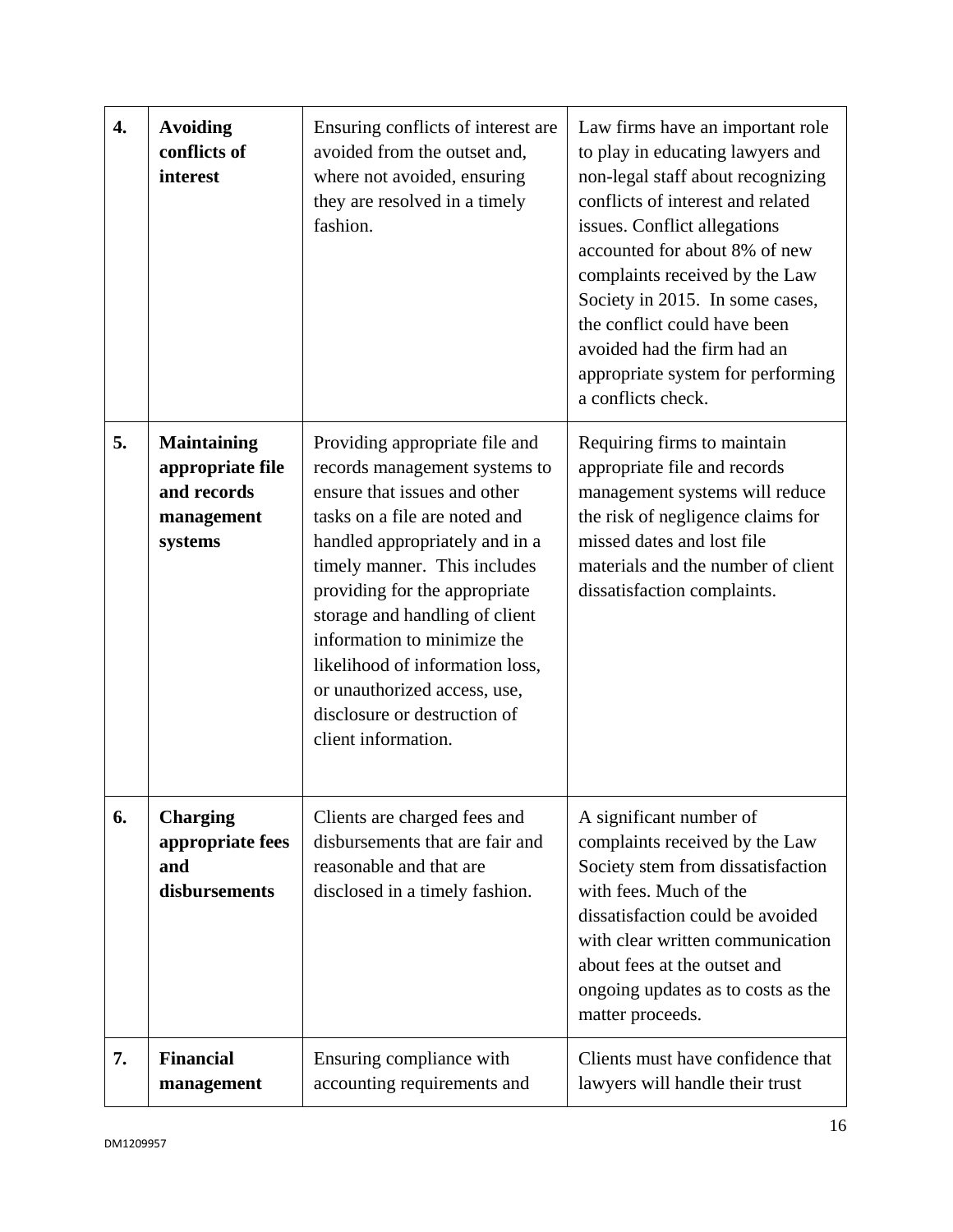| | | | |
|---|---|---|---|
| **4.** | **Avoiding conflicts of interest** | Ensuring conflicts of interest are avoided from the outset and, where not avoided, ensuring they are resolved in a timely fashion. | Law firms have an important role to play in educating lawyers and non-legal staff about recognizing conflicts of interest and related issues. Conflict allegations accounted for about 8% of new complaints received by the Law Society in 2015. In some cases, the conflict could have been avoided had the firm had an appropriate system for performing a conflicts check. |
| **5.** | **Maintaining appropriate file and records management systems** | Providing appropriate file and records management systems to ensure that issues and other tasks on a file are noted and handled appropriately and in a timely manner. This includes providing for the appropriate storage and handling of client information to minimize the likelihood of information loss, or unauthorized access, use, disclosure or destruction of client information. | Requiring firms to maintain appropriate file and records management systems will reduce the risk of negligence claims for missed dates and lost file materials and the number of client dissatisfaction complaints. |
| **6.** | **Charging appropriate fees and disbursements** | Clients are charged fees and disbursements that are fair and reasonable and that are disclosed in a timely fashion. | A significant number of complaints received by the Law Society stem from dissatisfaction with fees. Much of the dissatisfaction could be avoided with clear written communication about fees at the outset and ongoing updates as to costs as the matter proceeds. |
| **7.** | **Financial management** | Ensuring compliance with accounting requirements and | Clients must have confidence that lawyers will handle their trust |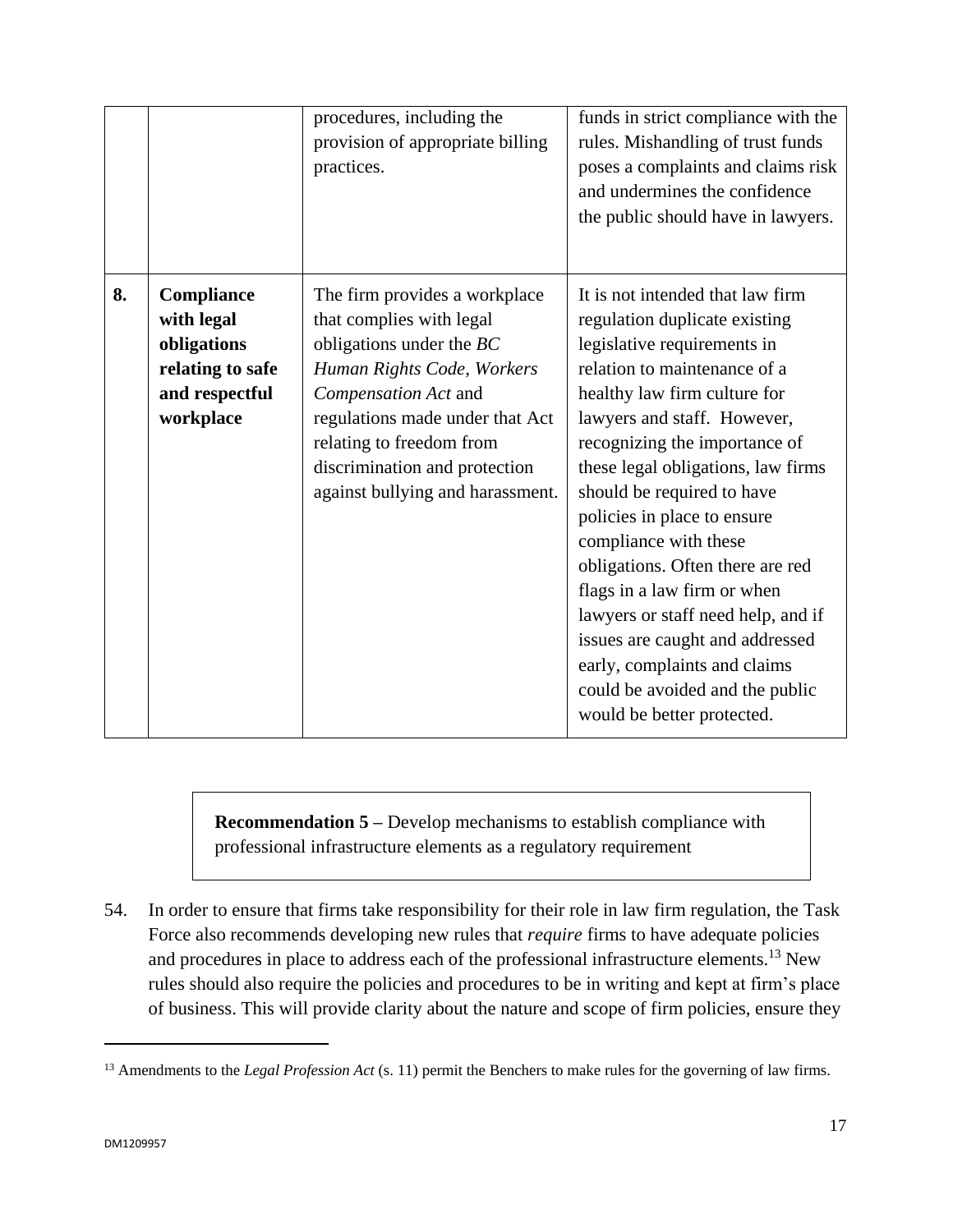| | | | |
|---|---|---|---|
| | | procedures, including the provision of appropriate billing practices. | funds in strict compliance with the rules. Mishandling of trust funds poses a complaints and claims risk and undermines the confidence the public should have in lawyers. |
| **8.** | **Compliance with legal obligations relating to safe and respectful workplace** | The firm provides a workplace that complies with legal obligations under the *BC Human Rights Code*, *Workers Compensation Act* and regulations made under that Act relating to freedom from discrimination and protection against bullying and harassment. | It is not intended that law firm regulation duplicate existing legislative requirements in relation to maintenance of a healthy law firm culture for lawyers and staff. However, recognizing the importance of these legal obligations, law firms should be required to have policies in place to ensure compliance with these obligations. Often there are red flags in a law firm or when lawyers or staff need help, and if issues are caught and addressed early, complaints and claims could be avoided and the public would be better protected. |

> **Recommendation 5 –** Develop mechanisms to establish compliance with professional infrastructure elements as a regulatory requirement

54. In order to ensure that firms take responsibility for their role in law firm regulation, the Task Force also recommends developing new rules that *require* firms to have adequate policies and procedures in place to address each of the professional infrastructure elements.[13] New rules should also require the policies and procedures to be in writing and kept at firm's place of business. This will provide clarity about the nature and scope of firm policies, ensure they

[13] Amendments to the *Legal Profession Act* (s. 11) permit the Benchers to make rules for the governing of law firms.

DM1209957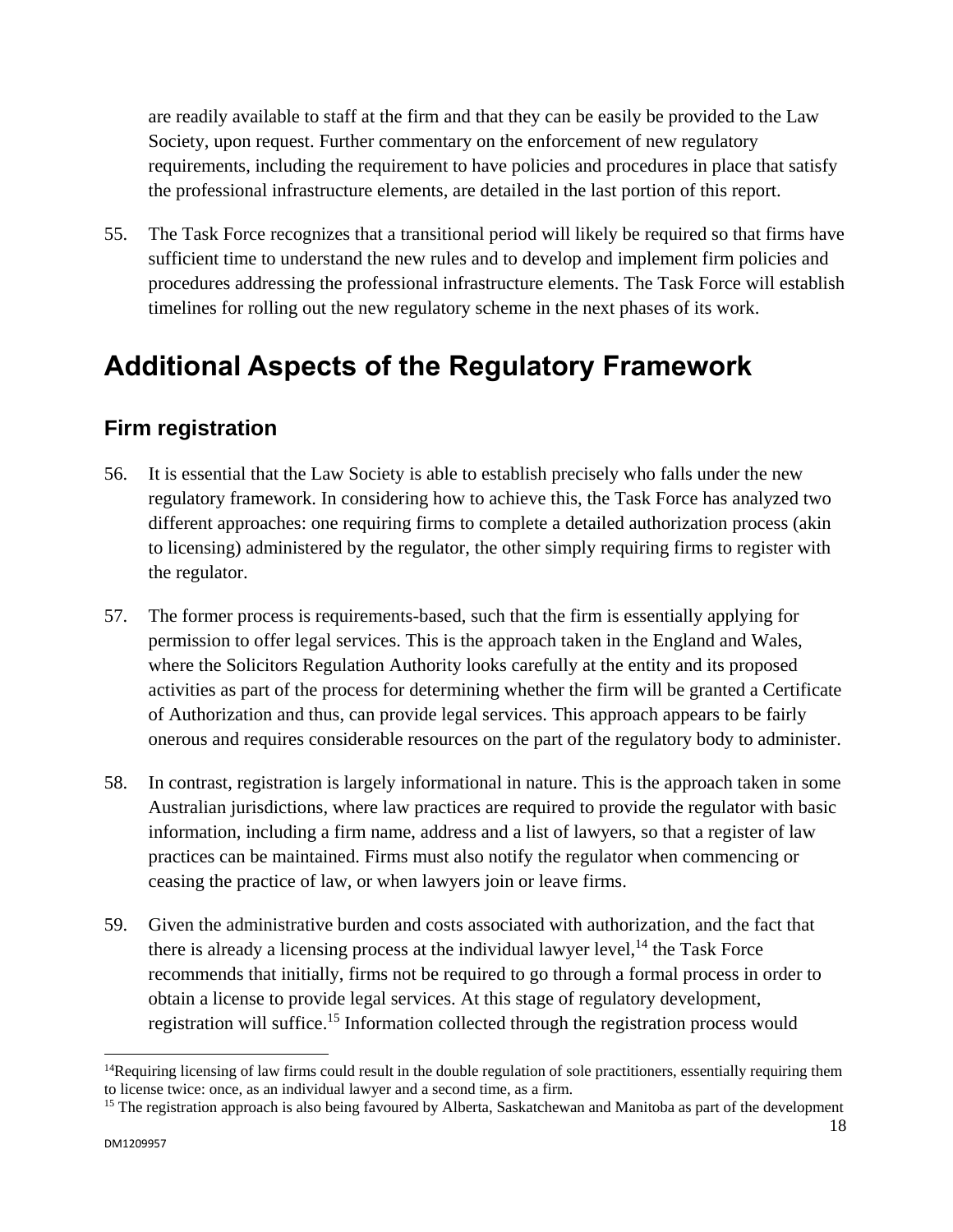are readily available to staff at the firm and that they can be easily be provided to the Law Society, upon request. Further commentary on the enforcement of new regulatory requirements, including the requirement to have policies and procedures in place that satisfy the professional infrastructure elements, are detailed in the last portion of this report.

55. The Task Force recognizes that a transitional period will likely be required so that firms have sufficient time to understand the new rules and to develop and implement firm policies and procedures addressing the professional infrastructure elements. The Task Force will establish timelines for rolling out the new regulatory scheme in the next phases of its work.

# Additional Aspects of the Regulatory Framework

## Firm registration

56. It is essential that the Law Society is able to establish precisely who falls under the new regulatory framework. In considering how to achieve this, the Task Force has analyzed two different approaches: one requiring firms to complete a detailed authorization process (akin to licensing) administered by the regulator, the other simply requiring firms to register with the regulator.

57. The former process is requirements-based, such that the firm is essentially applying for permission to offer legal services. This is the approach taken in the England and Wales, where the Solicitors Regulation Authority looks carefully at the entity and its proposed activities as part of the process for determining whether the firm will be granted a Certificate of Authorization and thus, can provide legal services. This approach appears to be fairly onerous and requires considerable resources on the part of the regulatory body to administer.

58. In contrast, registration is largely informational in nature. This is the approach taken in some Australian jurisdictions, where law practices are required to provide the regulator with basic information, including a firm name, address and a list of lawyers, so that a register of law practices can be maintained. Firms must also notify the regulator when commencing or ceasing the practice of law, or when lawyers join or leave firms.

59. Given the administrative burden and costs associated with authorization, and the fact that there is already a licensing process at the individual lawyer level,[14] the Task Force recommends that initially, firms not be required to go through a formal process in order to obtain a license to provide legal services. At this stage of regulatory development, registration will suffice.[15] Information collected through the registration process would

---

[14]Requiring licensing of law firms could result in the double regulation of sole practitioners, essentially requiring them to license twice: once, as an individual lawyer and a second time, as a firm.

[15] The registration approach is also being favoured by Alberta, Saskatchewan and Manitoba as part of the development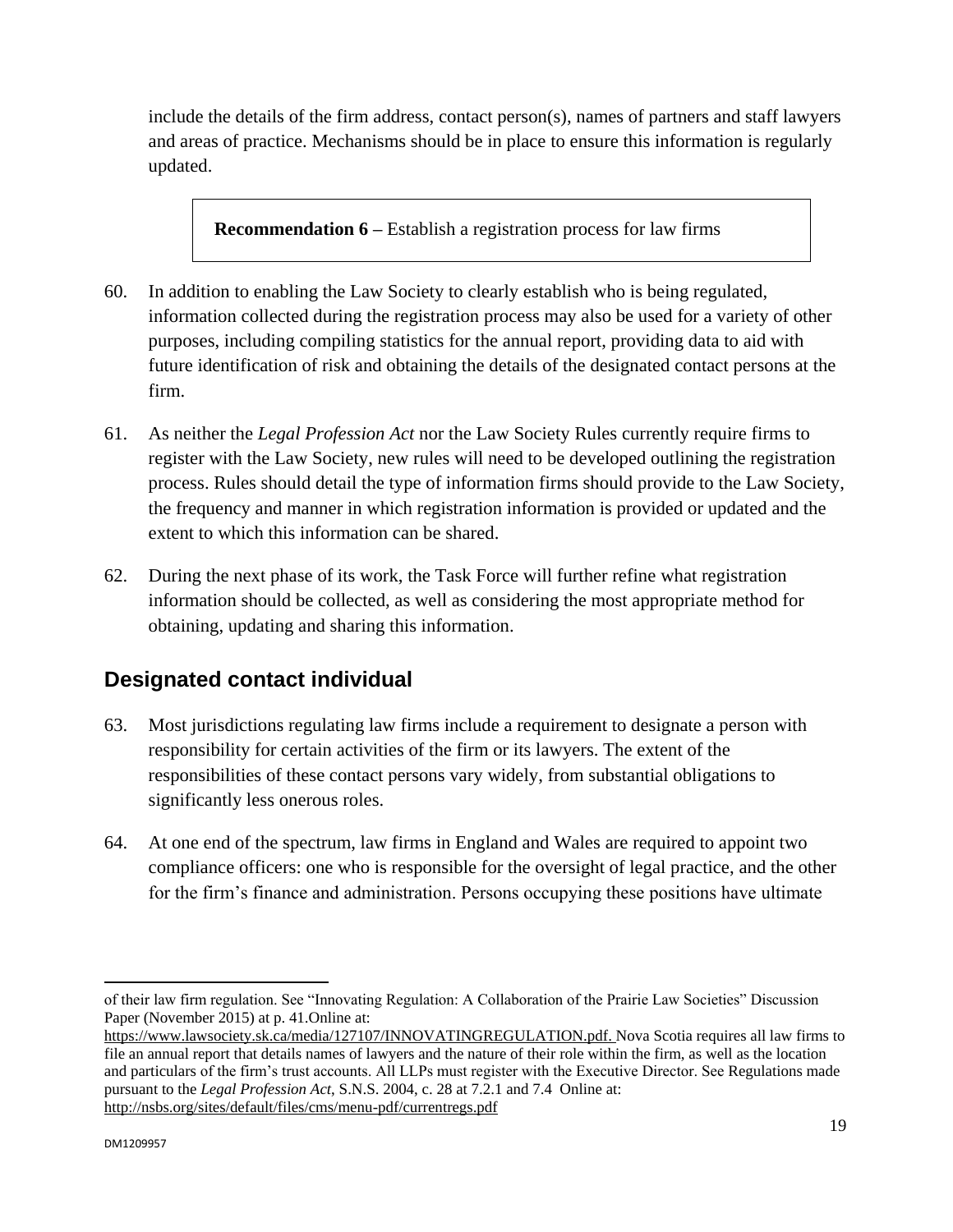include the details of the firm address, contact person(s), names of partners and staff lawyers and areas of practice. Mechanisms should be in place to ensure this information is regularly updated.

> **Recommendation 6 –** Establish a registration process for law firms

60. In addition to enabling the Law Society to clearly establish who is being regulated, information collected during the registration process may also be used for a variety of other purposes, including compiling statistics for the annual report, providing data to aid with future identification of risk and obtaining the details of the designated contact persons at the firm.

61. As neither the *Legal Profession Act* nor the Law Society Rules currently require firms to register with the Law Society, new rules will need to be developed outlining the registration process. Rules should detail the type of information firms should provide to the Law Society, the frequency and manner in which registration information is provided or updated and the extent to which this information can be shared.

62. During the next phase of its work, the Task Force will further refine what registration information should be collected, as well as considering the most appropriate method for obtaining, updating and sharing this information.

## Designated contact individual

63. Most jurisdictions regulating law firms include a requirement to designate a person with responsibility for certain activities of the firm or its lawyers. The extent of the responsibilities of these contact persons vary widely, from substantial obligations to significantly less onerous roles.

64. At one end of the spectrum, law firms in England and Wales are required to appoint two compliance officers: one who is responsible for the oversight of legal practice, and the other for the firm's finance and administration. Persons occupying these positions have ultimate

---

of their law firm regulation. See "Innovating Regulation: A Collaboration of the Prairie Law Societies" Discussion Paper (November 2015) at p. 41.Online at: https://www.lawsociety.sk.ca/media/127107/INNOVATINGREGULATION.pdf. Nova Scotia requires all law firms to file an annual report that details names of lawyers and the nature of their role within the firm, as well as the location and particulars of the firm's trust accounts. All LLPs must register with the Executive Director. See Regulations made pursuant to the *Legal Profession Act*, S.N.S. 2004, c. 28 at 7.2.1 and 7.4 Online at: http://nsbs.org/sites/default/files/cms/menu-pdf/currentregs.pdf

DM1209957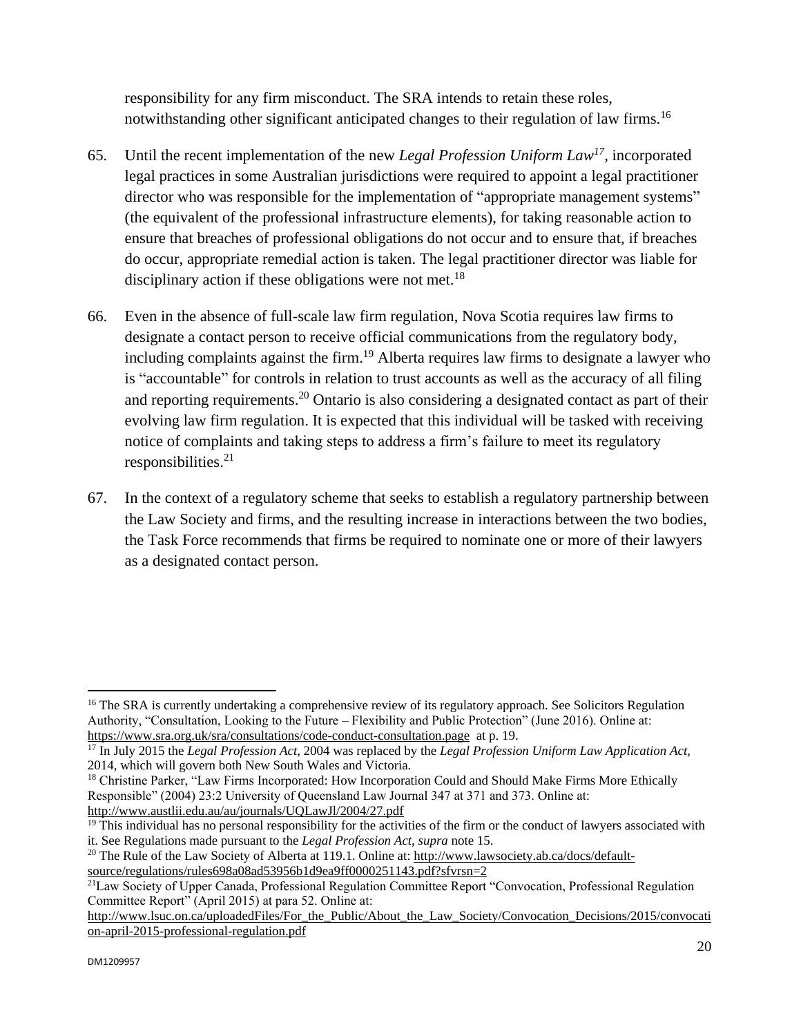responsibility for any firm misconduct. The SRA intends to retain these roles, notwithstanding other significant anticipated changes to their regulation of law firms.[16]

65. Until the recent implementation of the new *Legal Profession Uniform Law*[17], incorporated legal practices in some Australian jurisdictions were required to appoint a legal practitioner director who was responsible for the implementation of "appropriate management systems" (the equivalent of the professional infrastructure elements), for taking reasonable action to ensure that breaches of professional obligations do not occur and to ensure that, if breaches do occur, appropriate remedial action is taken. The legal practitioner director was liable for disciplinary action if these obligations were not met.[18]

66. Even in the absence of full-scale law firm regulation, Nova Scotia requires law firms to designate a contact person to receive official communications from the regulatory body, including complaints against the firm.[19] Alberta requires law firms to designate a lawyer who is "accountable" for controls in relation to trust accounts as well as the accuracy of all filing and reporting requirements.[20] Ontario is also considering a designated contact as part of their evolving law firm regulation. It is expected that this individual will be tasked with receiving notice of complaints and taking steps to address a firm's failure to meet its regulatory responsibilities.[21]

67. In the context of a regulatory scheme that seeks to establish a regulatory partnership between the Law Society and firms, and the resulting increase in interactions between the two bodies, the Task Force recommends that firms be required to nominate one or more of their lawyers as a designated contact person.

---

[16] The SRA is currently undertaking a comprehensive review of its regulatory approach. See Solicitors Regulation Authority, "Consultation, Looking to the Future – Flexibility and Public Protection" (June 2016). Online at: https://www.sra.org.uk/sra/consultations/code-conduct-consultation.page at p. 19.

[17] In July 2015 the *Legal Profession Act*, 2004 was replaced by the *Legal Profession Uniform Law Application Act*, 2014, which will govern both New South Wales and Victoria.

[18] Christine Parker, "Law Firms Incorporated: How Incorporation Could and Should Make Firms More Ethically Responsible" (2004) 23:2 University of Queensland Law Journal 347 at 371 and 373. Online at: http://www.austlii.edu.au/au/journals/UQLawJl/2004/27.pdf

[19] This individual has no personal responsibility for the activities of the firm or the conduct of lawyers associated with it. See Regulations made pursuant to the *Legal Profession Act*, *supra* note 15.

[20] The Rule of the Law Society of Alberta at 119.1. Online at: http://www.lawsociety.ab.ca/docs/default-source/regulations/rules698a08ad53956b1d9ea9ff0000251143.pdf?sfvrsn=2

[21] Law Society of Upper Canada, Professional Regulation Committee Report "Convocation, Professional Regulation Committee Report" (April 2015) at para 52. Online at: http://www.lsuc.on.ca/uploadedFiles/For_the_Public/About_the_Law_Society/Convocation_Decisions/2015/convocation-april-2015-professional-regulation.pdf

DM1209957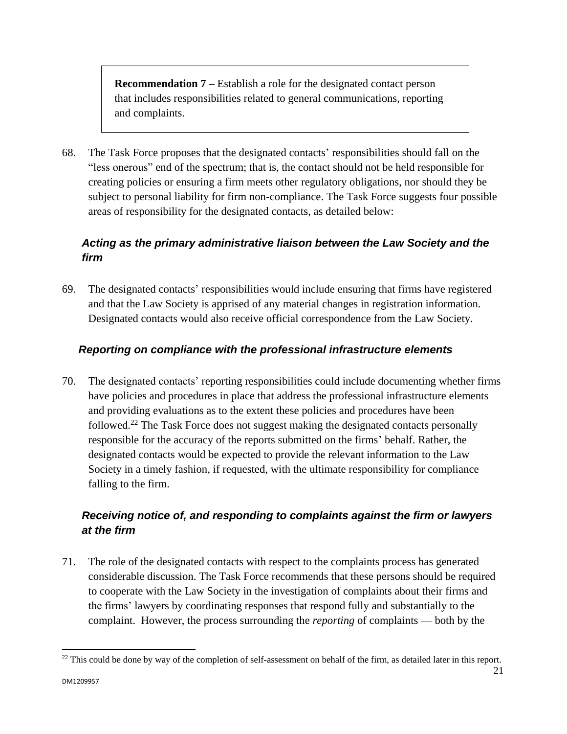**Recommendation 7 –** Establish a role for the designated contact person that includes responsibilities related to general communications, reporting and complaints.

68. The Task Force proposes that the designated contacts' responsibilities should fall on the "less onerous" end of the spectrum; that is, the contact should not be held responsible for creating policies or ensuring a firm meets other regulatory obligations, nor should they be subject to personal liability for firm non-compliance. The Task Force suggests four possible areas of responsibility for the designated contacts, as detailed below:

### *Acting as the primary administrative liaison between the Law Society and the firm*

69. The designated contacts' responsibilities would include ensuring that firms have registered and that the Law Society is apprised of any material changes in registration information. Designated contacts would also receive official correspondence from the Law Society.

### *Reporting on compliance with the professional infrastructure elements*

70. The designated contacts' reporting responsibilities could include documenting whether firms have policies and procedures in place that address the professional infrastructure elements and providing evaluations as to the extent these policies and procedures have been followed.[22] The Task Force does not suggest making the designated contacts personally responsible for the accuracy of the reports submitted on the firms' behalf. Rather, the designated contacts would be expected to provide the relevant information to the Law Society in a timely fashion, if requested, with the ultimate responsibility for compliance falling to the firm.

### *Receiving notice of, and responding to complaints against the firm or lawyers at the firm*

71. The role of the designated contacts with respect to the complaints process has generated considerable discussion. The Task Force recommends that these persons should be required to cooperate with the Law Society in the investigation of complaints about their firms and the firms' lawyers by coordinating responses that respond fully and substantially to the complaint. However, the process surrounding the *reporting* of complaints — both by the

[22] This could be done by way of the completion of self-assessment on behalf of the firm, as detailed later in this report.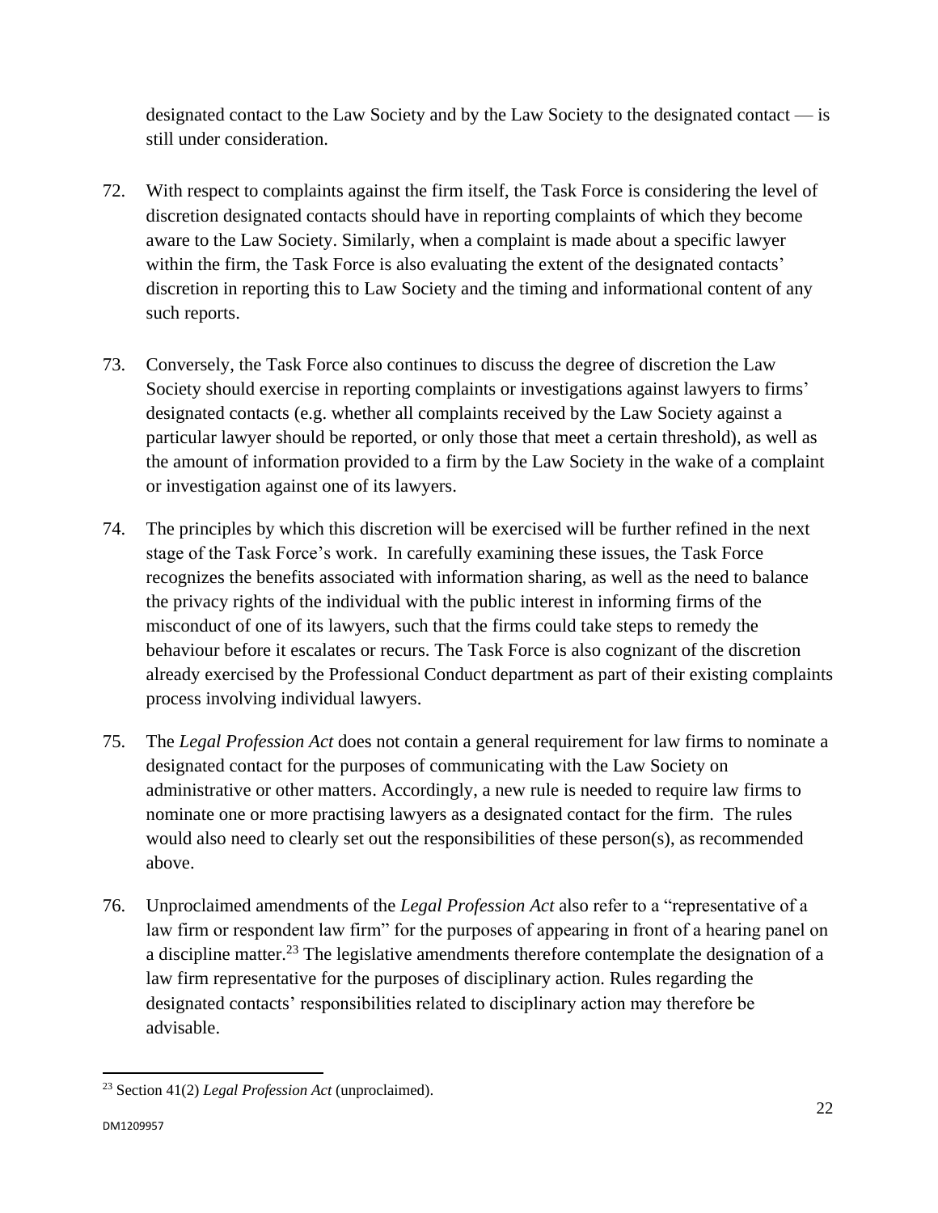designated contact to the Law Society and by the Law Society to the designated contact — is still under consideration.

72. With respect to complaints against the firm itself, the Task Force is considering the level of discretion designated contacts should have in reporting complaints of which they become aware to the Law Society. Similarly, when a complaint is made about a specific lawyer within the firm, the Task Force is also evaluating the extent of the designated contacts' discretion in reporting this to Law Society and the timing and informational content of any such reports.

73. Conversely, the Task Force also continues to discuss the degree of discretion the Law Society should exercise in reporting complaints or investigations against lawyers to firms' designated contacts (e.g. whether all complaints received by the Law Society against a particular lawyer should be reported, or only those that meet a certain threshold), as well as the amount of information provided to a firm by the Law Society in the wake of a complaint or investigation against one of its lawyers.

74. The principles by which this discretion will be exercised will be further refined in the next stage of the Task Force's work. In carefully examining these issues, the Task Force recognizes the benefits associated with information sharing, as well as the need to balance the privacy rights of the individual with the public interest in informing firms of the misconduct of one of its lawyers, such that the firms could take steps to remedy the behaviour before it escalates or recurs. The Task Force is also cognizant of the discretion already exercised by the Professional Conduct department as part of their existing complaints process involving individual lawyers.

75. The *Legal Profession Act* does not contain a general requirement for law firms to nominate a designated contact for the purposes of communicating with the Law Society on administrative or other matters. Accordingly, a new rule is needed to require law firms to nominate one or more practising lawyers as a designated contact for the firm. The rules would also need to clearly set out the responsibilities of these person(s), as recommended above.

76. Unproclaimed amendments of the *Legal Profession Act* also refer to a "representative of a law firm or respondent law firm" for the purposes of appearing in front of a hearing panel on a discipline matter.[23] The legislative amendments therefore contemplate the designation of a law firm representative for the purposes of disciplinary action. Rules regarding the designated contacts' responsibilities related to disciplinary action may therefore be advisable.

---

[23] Section 41(2) *Legal Profession Act* (unproclaimed).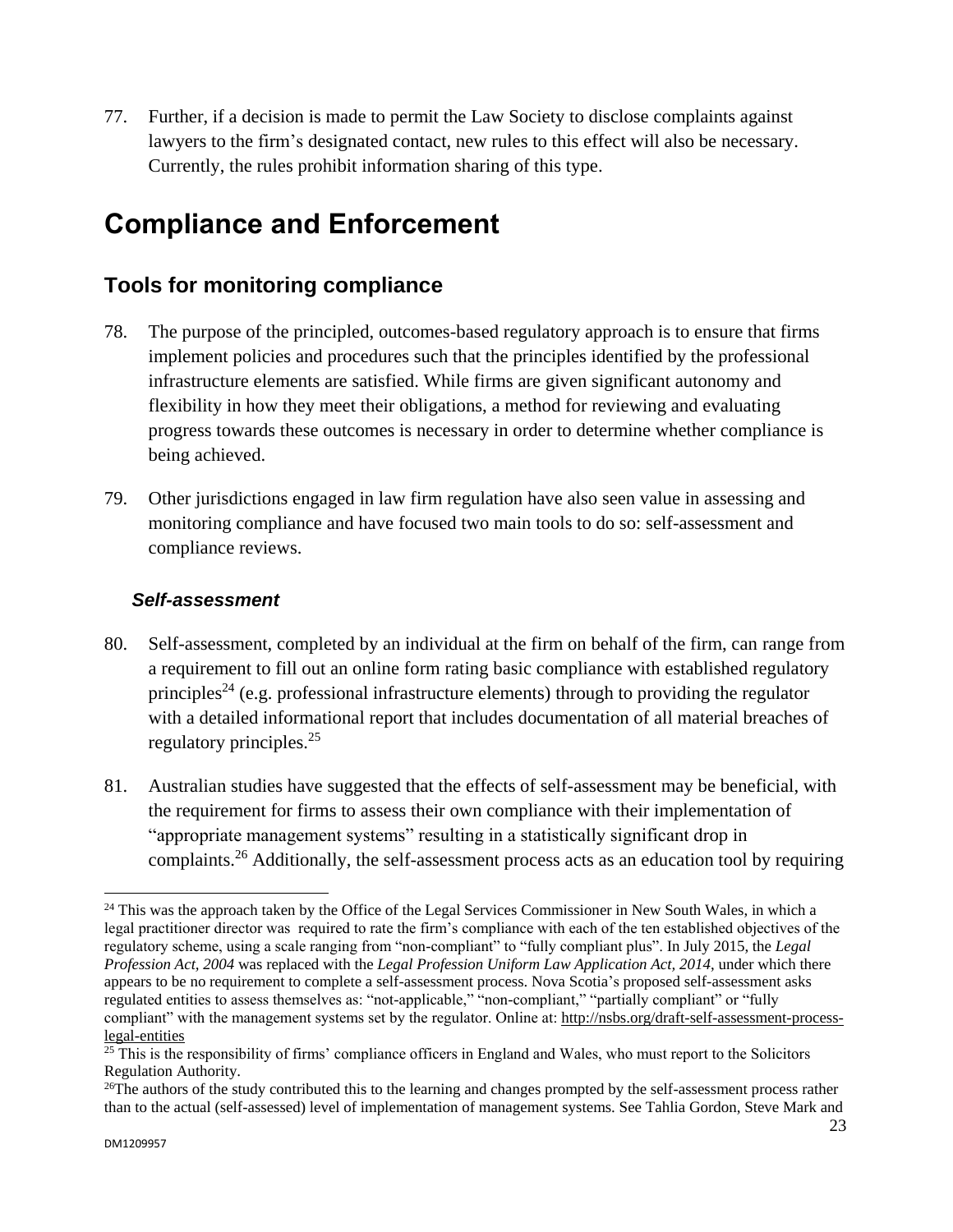77. Further, if a decision is made to permit the Law Society to disclose complaints against lawyers to the firm's designated contact, new rules to this effect will also be necessary. Currently, the rules prohibit information sharing of this type.

# Compliance and Enforcement

## Tools for monitoring compliance

78. The purpose of the principled, outcomes-based regulatory approach is to ensure that firms implement policies and procedures such that the principles identified by the professional infrastructure elements are satisfied. While firms are given significant autonomy and flexibility in how they meet their obligations, a method for reviewing and evaluating progress towards these outcomes is necessary in order to determine whether compliance is being achieved.

79. Other jurisdictions engaged in law firm regulation have also seen value in assessing and monitoring compliance and have focused two main tools to do so: self-assessment and compliance reviews.

### *Self-assessment*

80. Self-assessment, completed by an individual at the firm on behalf of the firm, can range from a requirement to fill out an online form rating basic compliance with established regulatory principles[24] (e.g. professional infrastructure elements) through to providing the regulator with a detailed informational report that includes documentation of all material breaches of regulatory principles.[25]

81. Australian studies have suggested that the effects of self-assessment may be beneficial, with the requirement for firms to assess their own compliance with their implementation of "appropriate management systems" resulting in a statistically significant drop in complaints.[26] Additionally, the self-assessment process acts as an education tool by requiring

---

[24] This was the approach taken by the Office of the Legal Services Commissioner in New South Wales, in which a legal practitioner director was required to rate the firm's compliance with each of the ten established objectives of the regulatory scheme, using a scale ranging from "non-compliant" to "fully compliant plus". In July 2015, the *Legal Profession Act, 2004* was replaced with the *Legal Profession Uniform Law Application Act, 2014*, under which there appears to be no requirement to complete a self-assessment process. Nova Scotia's proposed self-assessment asks regulated entities to assess themselves as: "not-applicable," "non-compliant," "partially compliant" or "fully compliant" with the management systems set by the regulator. Online at: http://nsbs.org/draft-self-assessment-process-legal-entities

[25] This is the responsibility of firms' compliance officers in England and Wales, who must report to the Solicitors Regulation Authority.

[26] The authors of the study contributed this to the learning and changes prompted by the self-assessment process rather than to the actual (self-assessed) level of implementation of management systems. See Tahlia Gordon, Steve Mark and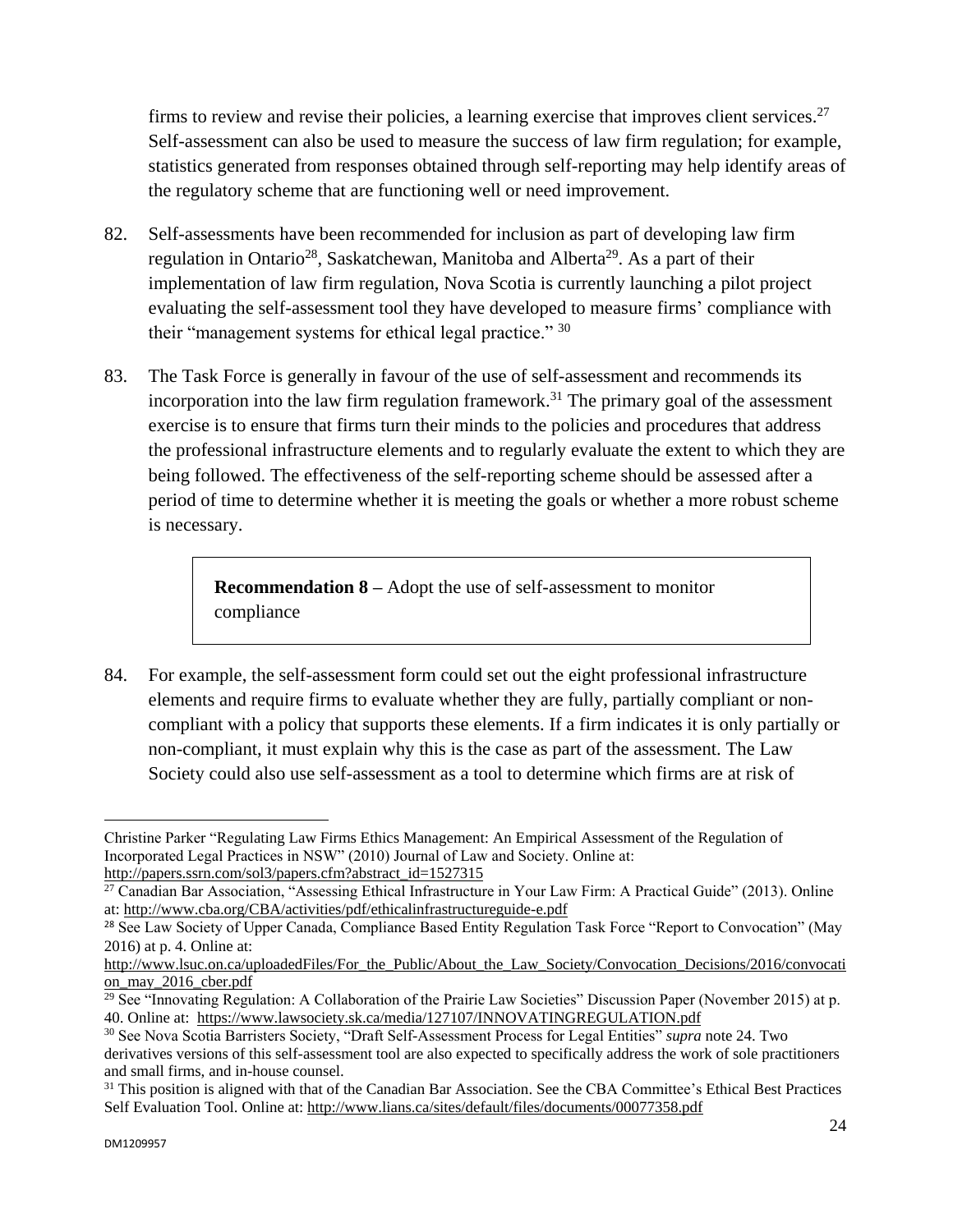firms to review and revise their policies, a learning exercise that improves client services.[27] Self-assessment can also be used to measure the success of law firm regulation; for example, statistics generated from responses obtained through self-reporting may help identify areas of the regulatory scheme that are functioning well or need improvement.

82. Self-assessments have been recommended for inclusion as part of developing law firm regulation in Ontario[28], Saskatchewan, Manitoba and Alberta[29]. As a part of their implementation of law firm regulation, Nova Scotia is currently launching a pilot project evaluating the self-assessment tool they have developed to measure firms' compliance with their "management systems for ethical legal practice." [30]

83. The Task Force is generally in favour of the use of self-assessment and recommends its incorporation into the law firm regulation framework.[31] The primary goal of the assessment exercise is to ensure that firms turn their minds to the policies and procedures that address the professional infrastructure elements and to regularly evaluate the extent to which they are being followed. The effectiveness of the self-reporting scheme should be assessed after a period of time to determine whether it is meeting the goals or whether a more robust scheme is necessary.

> **Recommendation 8 –** Adopt the use of self-assessment to monitor compliance

84. For example, the self-assessment form could set out the eight professional infrastructure elements and require firms to evaluate whether they are fully, partially compliant or non-compliant with a policy that supports these elements. If a firm indicates it is only partially or non-compliant, it must explain why this is the case as part of the assessment. The Law Society could also use self-assessment as a tool to determine which firms are at risk of

---

Christine Parker "Regulating Law Firms Ethics Management: An Empirical Assessment of the Regulation of Incorporated Legal Practices in NSW" (2010) Journal of Law and Society. Online at: http://papers.ssrn.com/sol3/papers.cfm?abstract_id=1527315

[27] Canadian Bar Association, "Assessing Ethical Infrastructure in Your Law Firm: A Practical Guide" (2013). Online at: http://www.cba.org/CBA/activities/pdf/ethicalinfrastructureguide-e.pdf

[28] See Law Society of Upper Canada, Compliance Based Entity Regulation Task Force "Report to Convocation" (May 2016) at p. 4. Online at: http://www.lsuc.on.ca/uploadedFiles/For_the_Public/About_the_Law_Society/Convocation_Decisions/2016/convocation_may_2016_cber.pdf

[29] See "Innovating Regulation: A Collaboration of the Prairie Law Societies" Discussion Paper (November 2015) at p. 40. Online at: https://www.lawsociety.sk.ca/media/127107/INNOVATINGREGULATION.pdf

[30] See Nova Scotia Barristers Society, "Draft Self-Assessment Process for Legal Entities" *supra* note 24. Two derivatives versions of this self-assessment tool are also expected to specifically address the work of sole practitioners and small firms, and in-house counsel.

[31] This position is aligned with that of the Canadian Bar Association. See the CBA Committee's Ethical Best Practices Self Evaluation Tool. Online at: http://www.lians.ca/sites/default/files/documents/00077358.pdf

DM1209957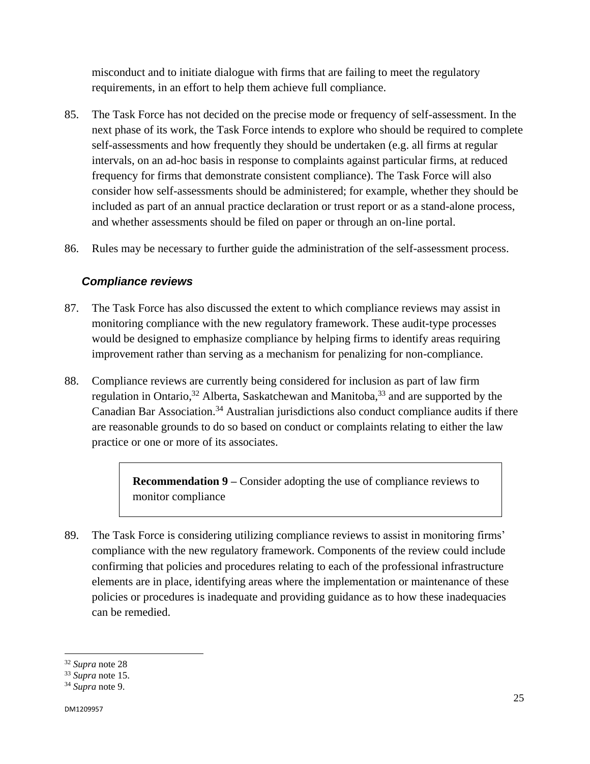misconduct and to initiate dialogue with firms that are failing to meet the regulatory requirements, in an effort to help them achieve full compliance.

85. The Task Force has not decided on the precise mode or frequency of self-assessment. In the next phase of its work, the Task Force intends to explore who should be required to complete self-assessments and how frequently they should be undertaken (e.g. all firms at regular intervals, on an ad-hoc basis in response to complaints against particular firms, at reduced frequency for firms that demonstrate consistent compliance). The Task Force will also consider how self-assessments should be administered; for example, whether they should be included as part of an annual practice declaration or trust report or as a stand-alone process, and whether assessments should be filed on paper or through an on-line portal.

86. Rules may be necessary to further guide the administration of the self-assessment process.

### *Compliance reviews*

87. The Task Force has also discussed the extent to which compliance reviews may assist in monitoring compliance with the new regulatory framework. These audit-type processes would be designed to emphasize compliance by helping firms to identify areas requiring improvement rather than serving as a mechanism for penalizing for non-compliance.

88. Compliance reviews are currently being considered for inclusion as part of law firm regulation in Ontario,[32] Alberta, Saskatchewan and Manitoba,[33] and are supported by the Canadian Bar Association.[34] Australian jurisdictions also conduct compliance audits if there are reasonable grounds to do so based on conduct or complaints relating to either the law practice or one or more of its associates.

> **Recommendation 9 –** Consider adopting the use of compliance reviews to monitor compliance

89. The Task Force is considering utilizing compliance reviews to assist in monitoring firms' compliance with the new regulatory framework. Components of the review could include confirming that policies and procedures relating to each of the professional infrastructure elements are in place, identifying areas where the implementation or maintenance of these policies or procedures is inadequate and providing guidance as to how these inadequacies can be remedied.

---

[32] *Supra* note 28

[33] *Supra* note 15.

[34] *Supra* note 9.

DM1209957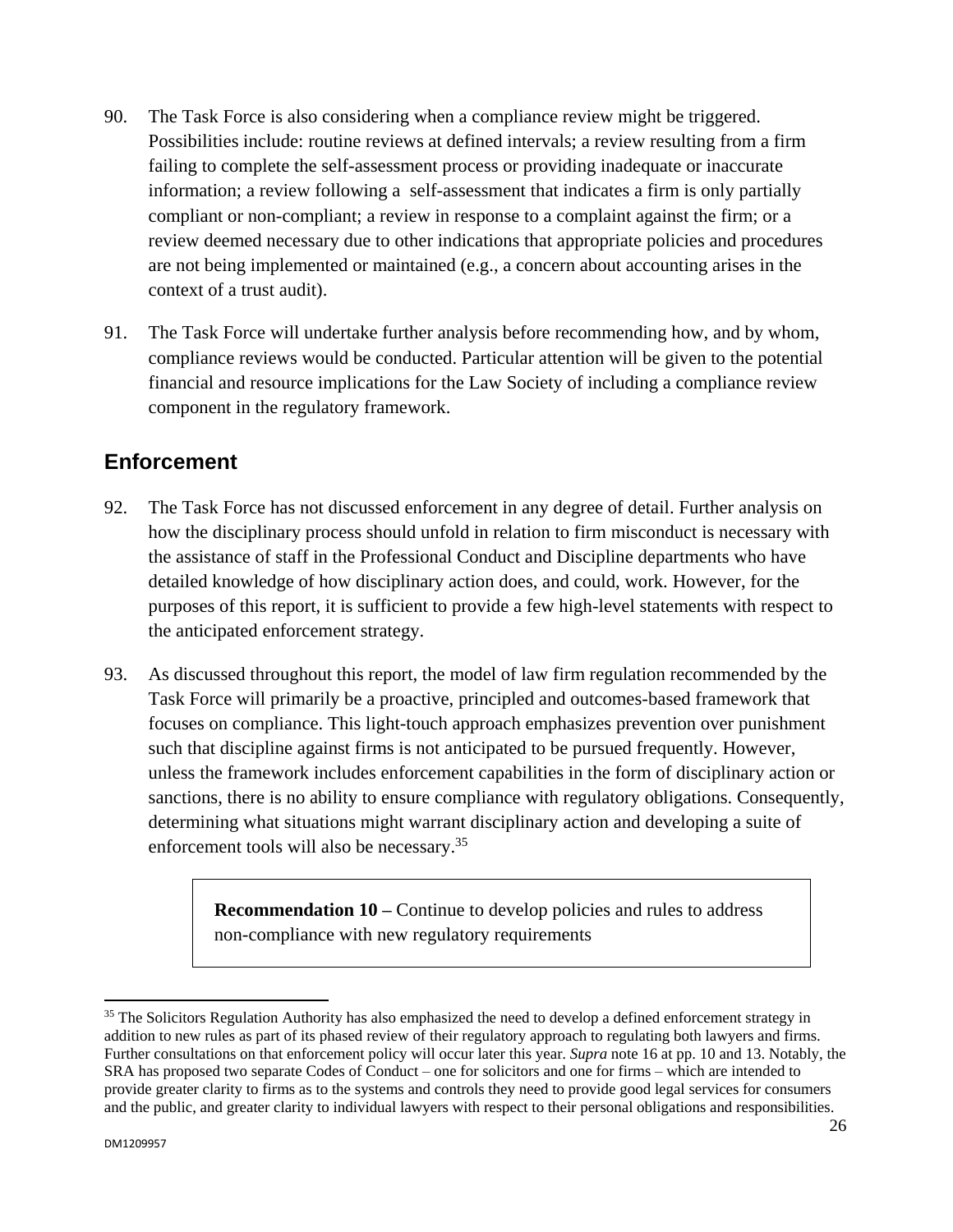90. The Task Force is also considering when a compliance review might be triggered. Possibilities include: routine reviews at defined intervals; a review resulting from a firm failing to complete the self-assessment process or providing inadequate or inaccurate information; a review following a self-assessment that indicates a firm is only partially compliant or non-compliant; a review in response to a complaint against the firm; or a review deemed necessary due to other indications that appropriate policies and procedures are not being implemented or maintained (e.g., a concern about accounting arises in the context of a trust audit).

91. The Task Force will undertake further analysis before recommending how, and by whom, compliance reviews would be conducted. Particular attention will be given to the potential financial and resource implications for the Law Society of including a compliance review component in the regulatory framework.

## Enforcement

92. The Task Force has not discussed enforcement in any degree of detail. Further analysis on how the disciplinary process should unfold in relation to firm misconduct is necessary with the assistance of staff in the Professional Conduct and Discipline departments who have detailed knowledge of how disciplinary action does, and could, work. However, for the purposes of this report, it is sufficient to provide a few high-level statements with respect to the anticipated enforcement strategy.

93. As discussed throughout this report, the model of law firm regulation recommended by the Task Force will primarily be a proactive, principled and outcomes-based framework that focuses on compliance. This light-touch approach emphasizes prevention over punishment such that discipline against firms is not anticipated to be pursued frequently. However, unless the framework includes enforcement capabilities in the form of disciplinary action or sanctions, there is no ability to ensure compliance with regulatory obligations. Consequently, determining what situations might warrant disciplinary action and developing a suite of enforcement tools will also be necessary.[35]

> **Recommendation 10 –** Continue to develop policies and rules to address non-compliance with new regulatory requirements

[35] The Solicitors Regulation Authority has also emphasized the need to develop a defined enforcement strategy in addition to new rules as part of its phased review of their regulatory approach to regulating both lawyers and firms. Further consultations on that enforcement policy will occur later this year. *Supra* note 16 at pp. 10 and 13. Notably, the SRA has proposed two separate Codes of Conduct – one for solicitors and one for firms – which are intended to provide greater clarity to firms as to the systems and controls they need to provide good legal services for consumers and the public, and greater clarity to individual lawyers with respect to their personal obligations and responsibilities.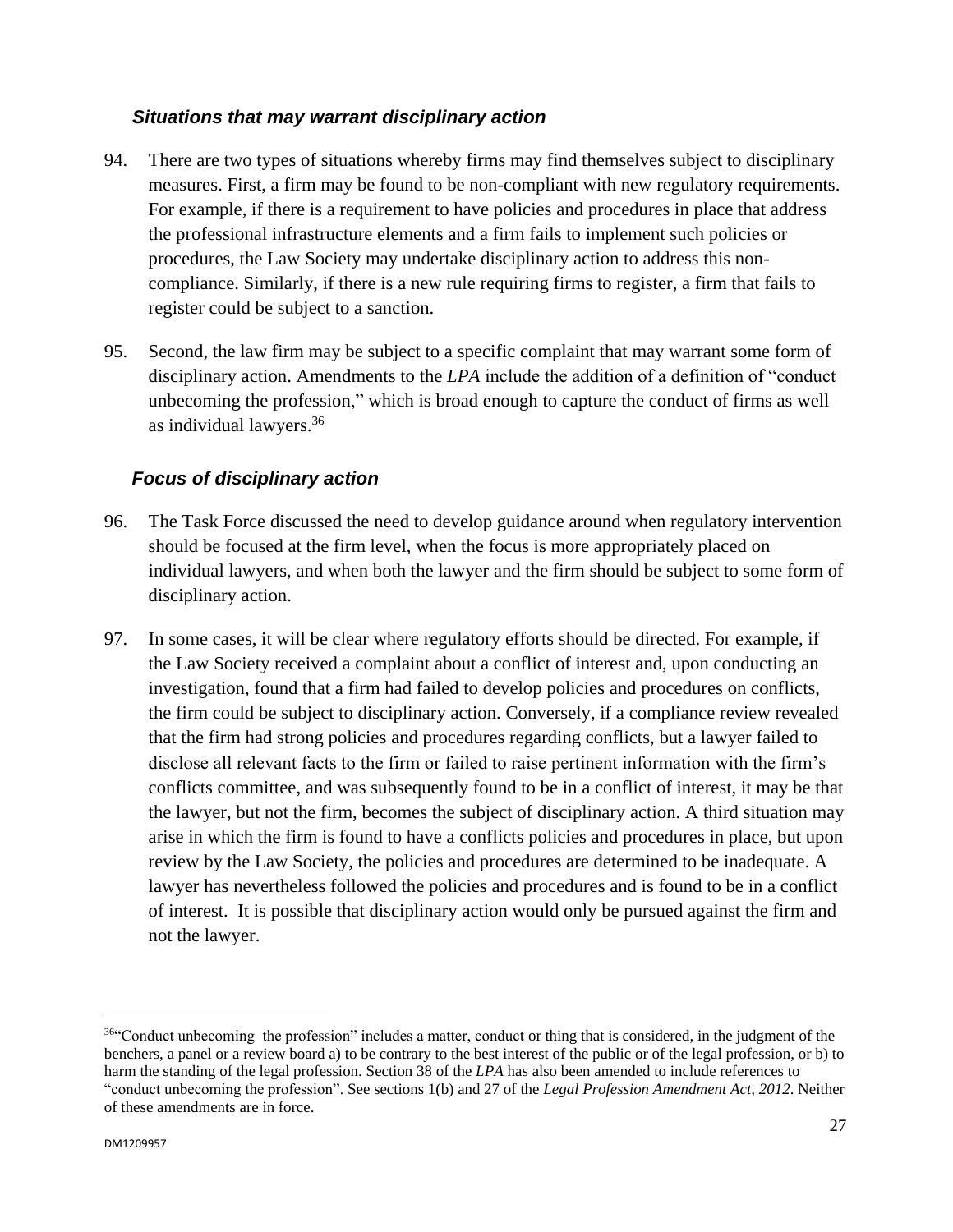### *Situations that may warrant disciplinary action*

94. There are two types of situations whereby firms may find themselves subject to disciplinary measures. First, a firm may be found to be non-compliant with new regulatory requirements. For example, if there is a requirement to have policies and procedures in place that address the professional infrastructure elements and a firm fails to implement such policies or procedures, the Law Society may undertake disciplinary action to address this non-compliance. Similarly, if there is a new rule requiring firms to register, a firm that fails to register could be subject to a sanction.

95. Second, the law firm may be subject to a specific complaint that may warrant some form of disciplinary action. Amendments to the *LPA* include the addition of a definition of "conduct unbecoming the profession," which is broad enough to capture the conduct of firms as well as individual lawyers.[36]

### *Focus of disciplinary action*

96. The Task Force discussed the need to develop guidance around when regulatory intervention should be focused at the firm level, when the focus is more appropriately placed on individual lawyers, and when both the lawyer and the firm should be subject to some form of disciplinary action.

97. In some cases, it will be clear where regulatory efforts should be directed. For example, if the Law Society received a complaint about a conflict of interest and, upon conducting an investigation, found that a firm had failed to develop policies and procedures on conflicts, the firm could be subject to disciplinary action. Conversely, if a compliance review revealed that the firm had strong policies and procedures regarding conflicts, but a lawyer failed to disclose all relevant facts to the firm or failed to raise pertinent information with the firm's conflicts committee, and was subsequently found to be in a conflict of interest, it may be that the lawyer, but not the firm, becomes the subject of disciplinary action. A third situation may arise in which the firm is found to have a conflicts policies and procedures in place, but upon review by the Law Society, the policies and procedures are determined to be inadequate. A lawyer has nevertheless followed the policies and procedures and is found to be in a conflict of interest. It is possible that disciplinary action would only be pursued against the firm and not the lawyer.

---

[36] "Conduct unbecoming the profession" includes a matter, conduct or thing that is considered, in the judgment of the benchers, a panel or a review board a) to be contrary to the best interest of the public or of the legal profession, or b) to harm the standing of the legal profession. Section 38 of the *LPA* has also been amended to include references to "conduct unbecoming the profession". See sections 1(b) and 27 of the *Legal Profession Amendment Act, 2012*. Neither of these amendments are in force.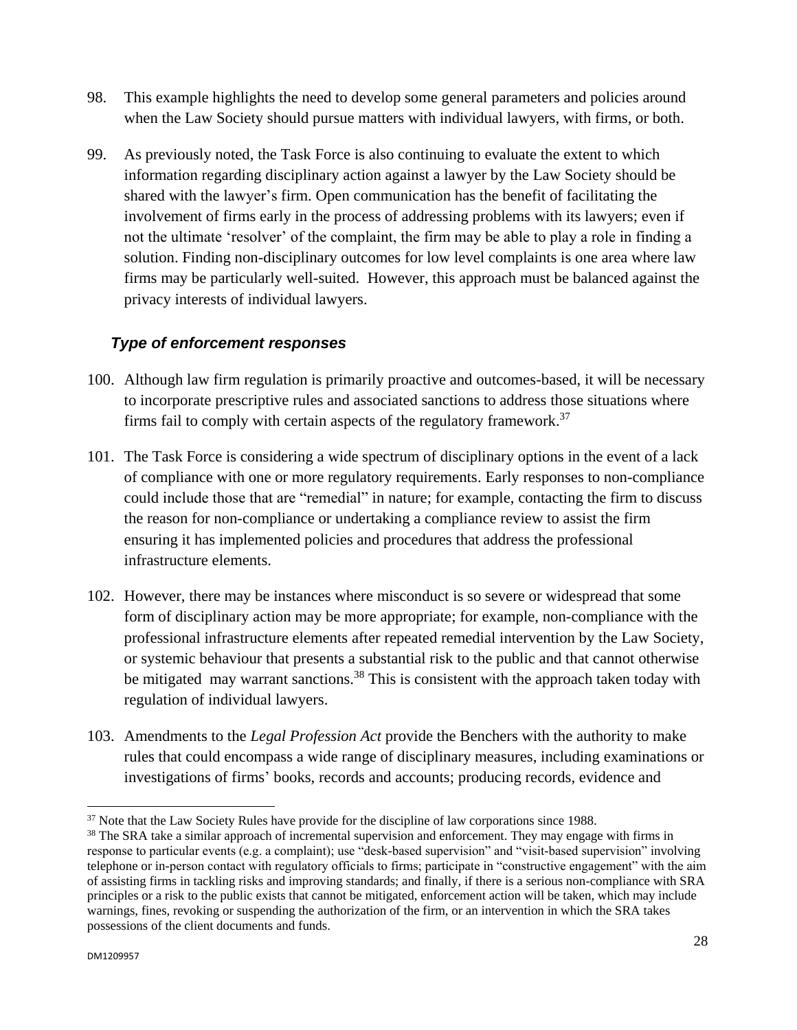98. This example highlights the need to develop some general parameters and policies around when the Law Society should pursue matters with individual lawyers, with firms, or both.

99. As previously noted, the Task Force is also continuing to evaluate the extent to which information regarding disciplinary action against a lawyer by the Law Society should be shared with the lawyer's firm. Open communication has the benefit of facilitating the involvement of firms early in the process of addressing problems with its lawyers; even if not the ultimate 'resolver' of the complaint, the firm may be able to play a role in finding a solution. Finding non-disciplinary outcomes for low level complaints is one area where law firms may be particularly well-suited. However, this approach must be balanced against the privacy interests of individual lawyers.

### *Type of enforcement responses*

100. Although law firm regulation is primarily proactive and outcomes-based, it will be necessary to incorporate prescriptive rules and associated sanctions to address those situations where firms fail to comply with certain aspects of the regulatory framework.[37]

101. The Task Force is considering a wide spectrum of disciplinary options in the event of a lack of compliance with one or more regulatory requirements. Early responses to non-compliance could include those that are "remedial" in nature; for example, contacting the firm to discuss the reason for non-compliance or undertaking a compliance review to assist the firm ensuring it has implemented policies and procedures that address the professional infrastructure elements.

102. However, there may be instances where misconduct is so severe or widespread that some form of disciplinary action may be more appropriate; for example, non-compliance with the professional infrastructure elements after repeated remedial intervention by the Law Society, or systemic behaviour that presents a substantial risk to the public and that cannot otherwise be mitigated may warrant sanctions.[38] This is consistent with the approach taken today with regulation of individual lawyers.

103. Amendments to the *Legal Profession Act* provide the Benchers with the authority to make rules that could encompass a wide range of disciplinary measures, including examinations or investigations of firms' books, records and accounts; producing records, evidence and

---

[37] Note that the Law Society Rules have provide for the discipline of law corporations since 1988.

[38] The SRA take a similar approach of incremental supervision and enforcement. They may engage with firms in response to particular events (e.g. a complaint); use "desk-based supervision" and "visit-based supervision" involving telephone or in-person contact with regulatory officials to firms; participate in "constructive engagement" with the aim of assisting firms in tackling risks and improving standards; and finally, if there is a serious non-compliance with SRA principles or a risk to the public exists that cannot be mitigated, enforcement action will be taken, which may include warnings, fines, revoking or suspending the authorization of the firm, or an intervention in which the SRA takes possessions of the client documents and funds.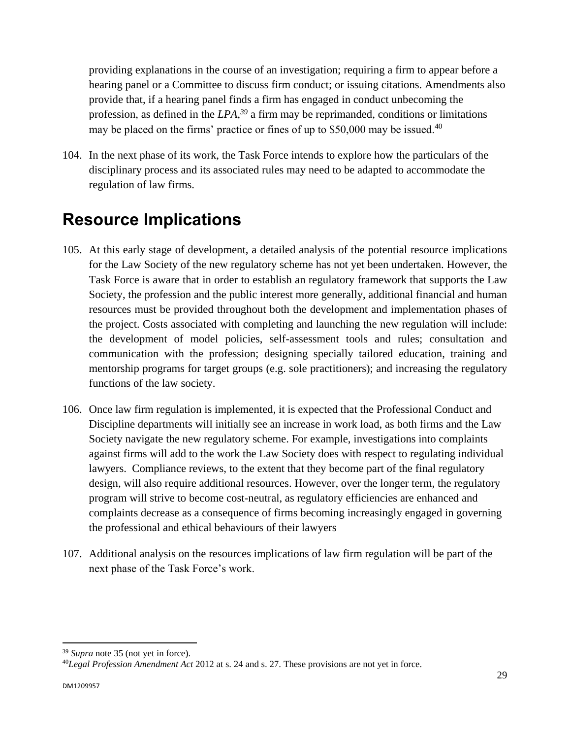providing explanations in the course of an investigation; requiring a firm to appear before a hearing panel or a Committee to discuss firm conduct; or issuing citations. Amendments also provide that, if a hearing panel finds a firm has engaged in conduct unbecoming the profession, as defined in the *LPA*,[39] a firm may be reprimanded, conditions or limitations may be placed on the firms' practice or fines of up to $50,000 may be issued.[40]

104. In the next phase of its work, the Task Force intends to explore how the particulars of the disciplinary process and its associated rules may need to be adapted to accommodate the regulation of law firms.

## Resource Implications

105. At this early stage of development, a detailed analysis of the potential resource implications for the Law Society of the new regulatory scheme has not yet been undertaken. However, the Task Force is aware that in order to establish an regulatory framework that supports the Law Society, the profession and the public interest more generally, additional financial and human resources must be provided throughout both the development and implementation phases of the project. Costs associated with completing and launching the new regulation will include: the development of model policies, self-assessment tools and rules; consultation and communication with the profession; designing specially tailored education, training and mentorship programs for target groups (e.g. sole practitioners); and increasing the regulatory functions of the law society.

106. Once law firm regulation is implemented, it is expected that the Professional Conduct and Discipline departments will initially see an increase in work load, as both firms and the Law Society navigate the new regulatory scheme. For example, investigations into complaints against firms will add to the work the Law Society does with respect to regulating individual lawyers. Compliance reviews, to the extent that they become part of the final regulatory design, will also require additional resources. However, over the longer term, the regulatory program will strive to become cost-neutral, as regulatory efficiencies are enhanced and complaints decrease as a consequence of firms becoming increasingly engaged in governing the professional and ethical behaviours of their lawyers

107. Additional analysis on the resources implications of law firm regulation will be part of the next phase of the Task Force's work.

---

[39] *Supra* note 35 (not yet in force).

[40] *Legal Profession Amendment Act* 2012 at s. 24 and s. 27. These provisions are not yet in force.

DM1209957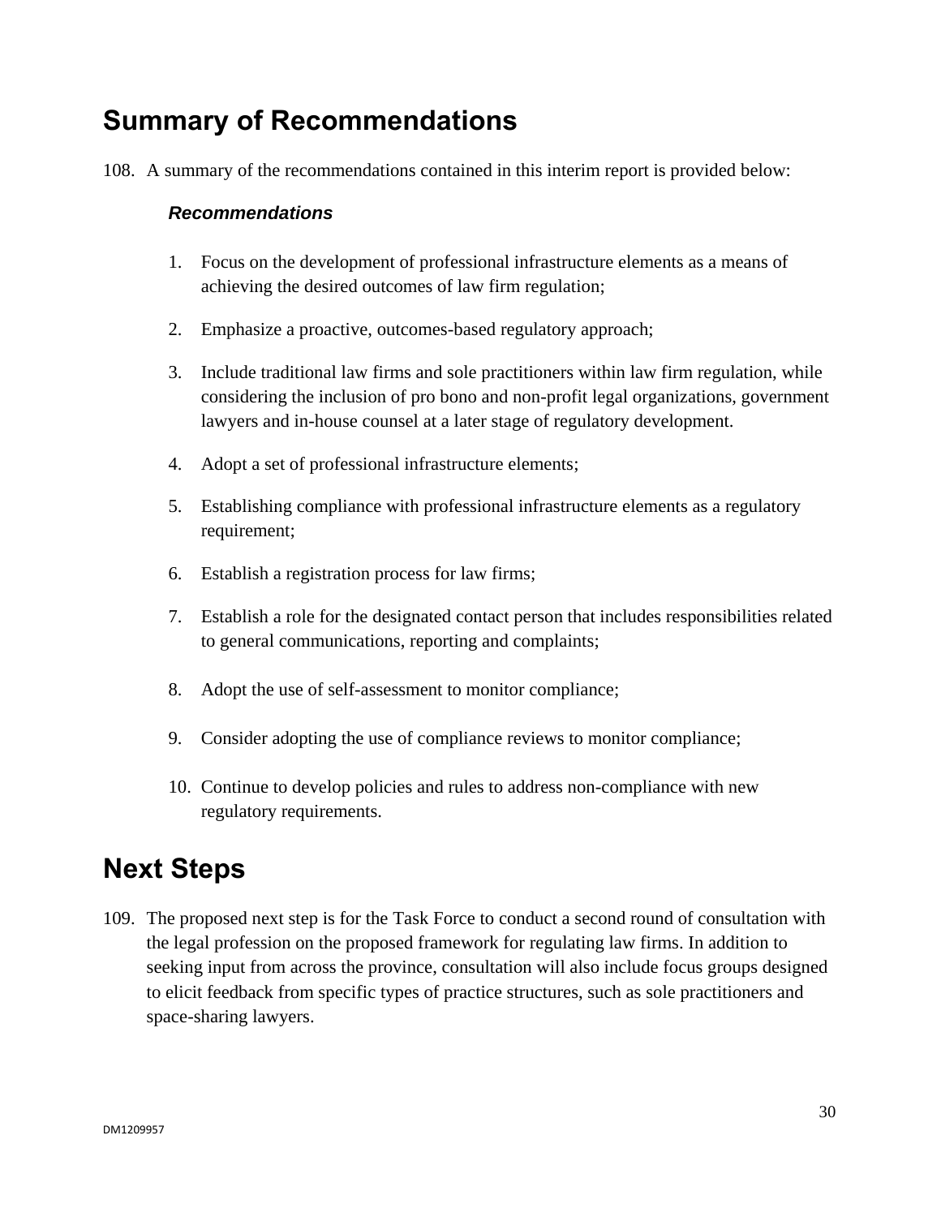## Summary of Recommendations

108. A summary of the recommendations contained in this interim report is provided below:

***Recommendations***

1. Focus on the development of professional infrastructure elements as a means of achieving the desired outcomes of law firm regulation;

2. Emphasize a proactive, outcomes-based regulatory approach;

3. Include traditional law firms and sole practitioners within law firm regulation, while considering the inclusion of pro bono and non-profit legal organizations, government lawyers and in-house counsel at a later stage of regulatory development.

4. Adopt a set of professional infrastructure elements;

5. Establishing compliance with professional infrastructure elements as a regulatory requirement;

6. Establish a registration process for law firms;

7. Establish a role for the designated contact person that includes responsibilities related to general communications, reporting and complaints;

8. Adopt the use of self-assessment to monitor compliance;

9. Consider adopting the use of compliance reviews to monitor compliance;

10. Continue to develop policies and rules to address non-compliance with new regulatory requirements.

## Next Steps

109. The proposed next step is for the Task Force to conduct a second round of consultation with the legal profession on the proposed framework for regulating law firms. In addition to seeking input from across the province, consultation will also include focus groups designed to elicit feedback from specific types of practice structures, such as sole practitioners and space-sharing lawyers.

DM1209957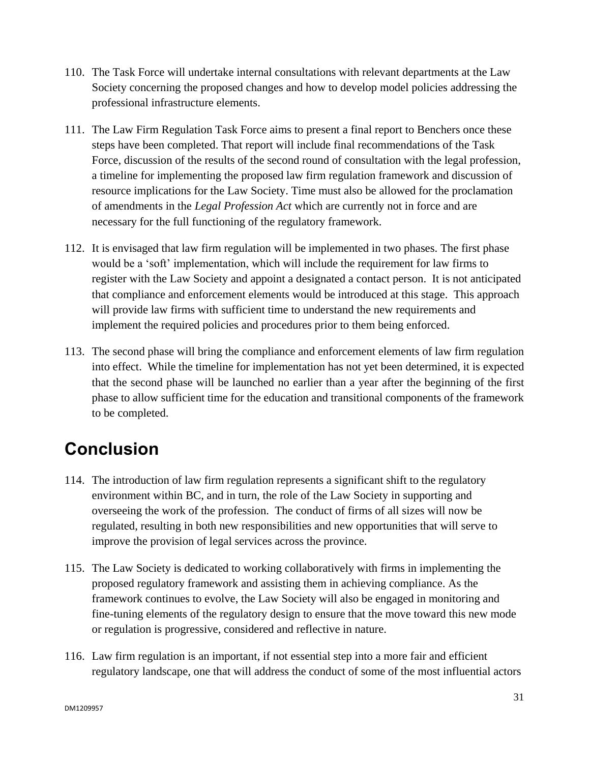110. The Task Force will undertake internal consultations with relevant departments at the Law Society concerning the proposed changes and how to develop model policies addressing the professional infrastructure elements.

111. The Law Firm Regulation Task Force aims to present a final report to Benchers once these steps have been completed. That report will include final recommendations of the Task Force, discussion of the results of the second round of consultation with the legal profession, a timeline for implementing the proposed law firm regulation framework and discussion of resource implications for the Law Society. Time must also be allowed for the proclamation of amendments in the *Legal Profession Act* which are currently not in force and are necessary for the full functioning of the regulatory framework.

112. It is envisaged that law firm regulation will be implemented in two phases. The first phase would be a 'soft' implementation, which will include the requirement for law firms to register with the Law Society and appoint a designated a contact person. It is not anticipated that compliance and enforcement elements would be introduced at this stage. This approach will provide law firms with sufficient time to understand the new requirements and implement the required policies and procedures prior to them being enforced.

113. The second phase will bring the compliance and enforcement elements of law firm regulation into effect. While the timeline for implementation has not yet been determined, it is expected that the second phase will be launched no earlier than a year after the beginning of the first phase to allow sufficient time for the education and transitional components of the framework to be completed.

## Conclusion

114. The introduction of law firm regulation represents a significant shift to the regulatory environment within BC, and in turn, the role of the Law Society in supporting and overseeing the work of the profession. The conduct of firms of all sizes will now be regulated, resulting in both new responsibilities and new opportunities that will serve to improve the provision of legal services across the province.

115. The Law Society is dedicated to working collaboratively with firms in implementing the proposed regulatory framework and assisting them in achieving compliance. As the framework continues to evolve, the Law Society will also be engaged in monitoring and fine-tuning elements of the regulatory design to ensure that the move toward this new mode or regulation is progressive, considered and reflective in nature.

116. Law firm regulation is an important, if not essential step into a more fair and efficient regulatory landscape, one that will address the conduct of some of the most influential actors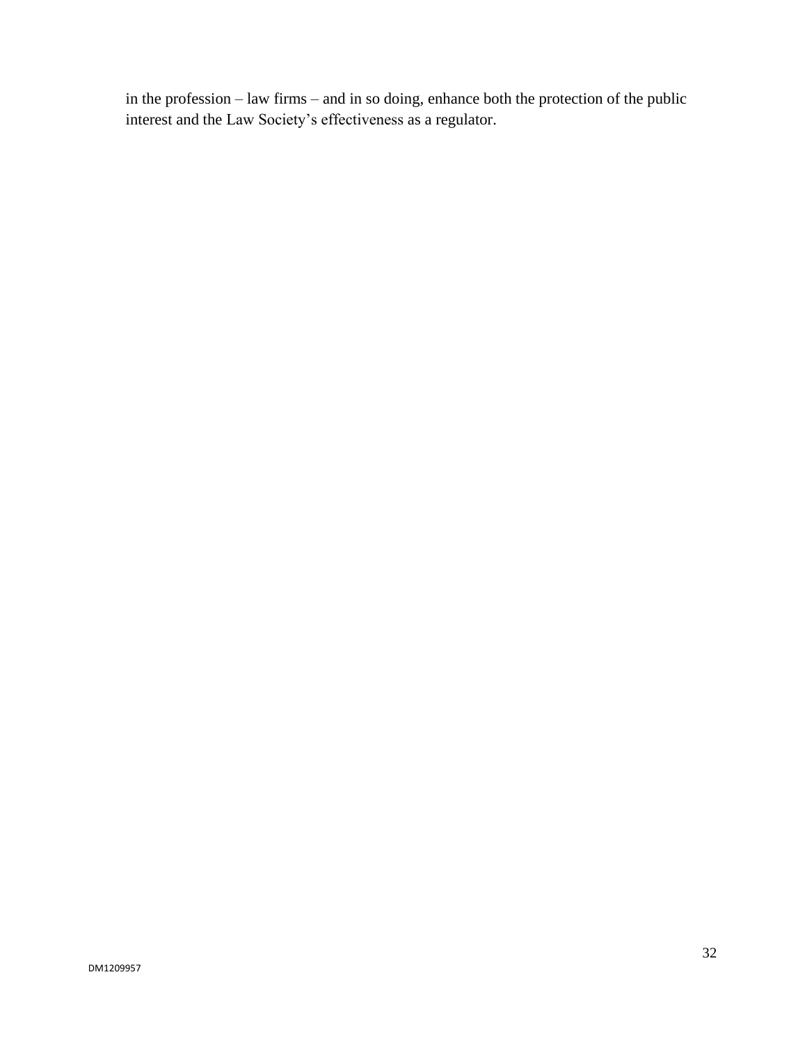in the profession – law firms – and in so doing, enhance both the protection of the public interest and the Law Society's effectiveness as a regulator.